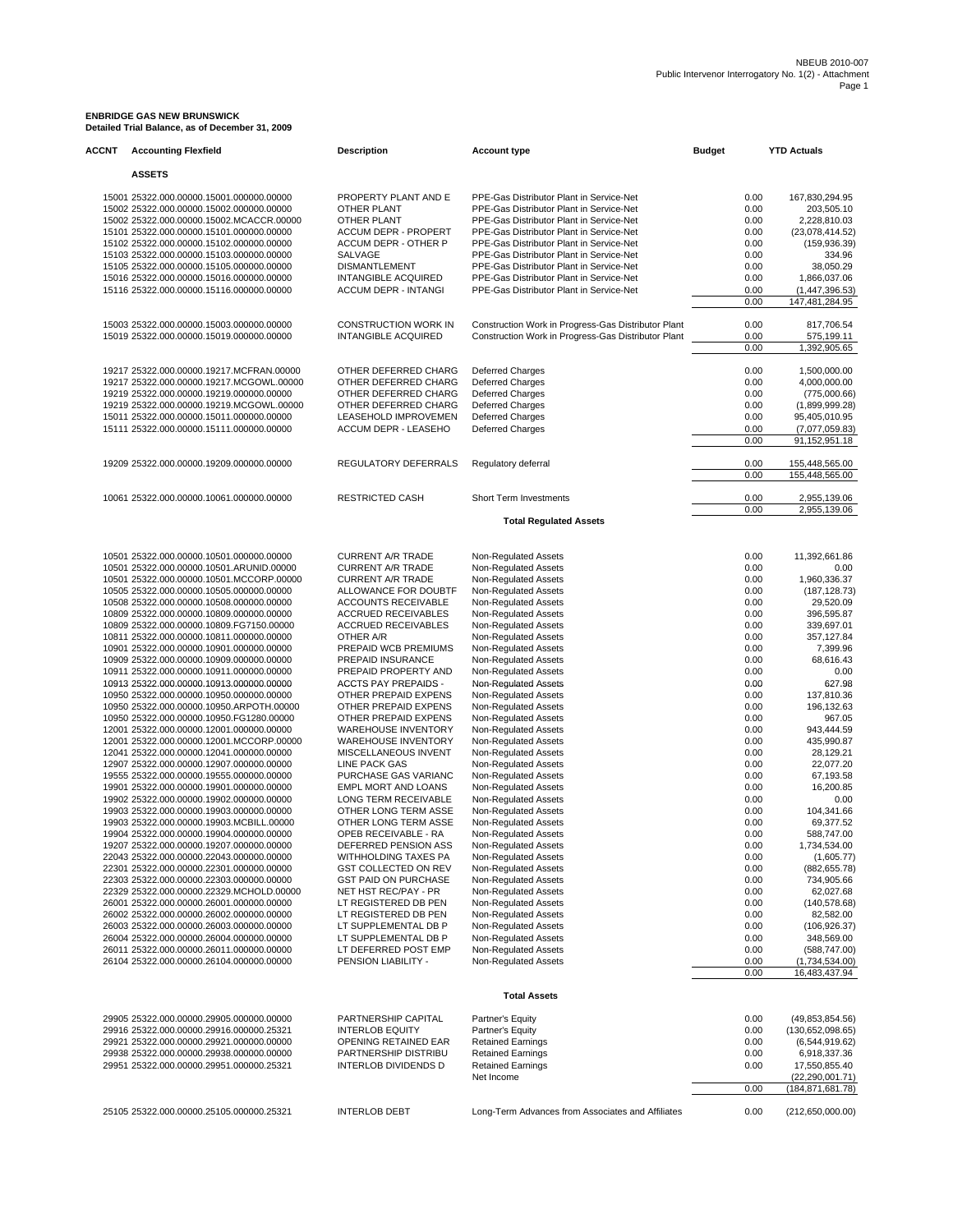**ENBRIDGE GAS NEW BRUNSWICK**
**Detailed Trial Balance, as of December 31, 2009**

| ACCNT | Accounting Flexfield | Description | Account type | Budget | YTD Actuals |
|---|---|---|---|---|---|
| | **ASSETS** | | | | |
| 15001 | 25322.000.00000.15001.000000.00000 | PROPERTY PLANT AND E | PPE-Gas Distributor Plant in Service-Net | 0.00 | 167,830,294.95 |
| 15002 | 25322.000.00000.15002.000000.00000 | OTHER PLANT | PPE-Gas Distributor Plant in Service-Net | 0.00 | 203,505.10 |
| 15002 | 25322.000.00000.15002.MCACCR.00000 | OTHER PLANT | PPE-Gas Distributor Plant in Service-Net | 0.00 | 2,228,810.03 |
| 15101 | 25322.000.00000.15101.000000.00000 | ACCUM DEPR - PROPERT | PPE-Gas Distributor Plant in Service-Net | 0.00 | (23,078,414.52) |
| 15102 | 25322.000.00000.15102.000000.00000 | ACCUM DEPR - OTHER P | PPE-Gas Distributor Plant in Service-Net | 0.00 | (159,936.39) |
| 15103 | 25322.000.00000.15103.000000.00000 | SALVAGE | PPE-Gas Distributor Plant in Service-Net | 0.00 | 334.96 |
| 15105 | 25322.000.00000.15105.000000.00000 | DISMANTLEMENT | PPE-Gas Distributor Plant in Service-Net | 0.00 | 38,050.29 |
| 15016 | 25322.000.00000.15016.000000.00000 | INTANGIBLE ACQUIRED | PPE-Gas Distributor Plant in Service-Net | 0.00 | 1,866,037.06 |
| 15116 | 25322.000.00000.15116.000000.00000 | ACCUM DEPR - INTANGI | PPE-Gas Distributor Plant in Service-Net | 0.00 | (1,447,396.53) |
| | | | | 0.00 | 147,481,284.95 |
| 15003 | 25322.000.00000.15003.000000.00000 | CONSTRUCTION WORK IN | Construction Work in Progress-Gas Distributor Plant | 0.00 | 817,706.54 |
| 15019 | 25322.000.00000.15019.000000.00000 | INTANGIBLE ACQUIRED | Construction Work in Progress-Gas Distributor Plant | 0.00 | 575,199.11 |
| | | | | 0.00 | 1,392,905.65 |
| 19217 | 25322.000.00000.19217.MCFRAN.00000 | OTHER DEFERRED CHARG | Deferred Charges | 0.00 | 1,500,000.00 |
| 19217 | 25322.000.00000.19217.MCGOWL.00000 | OTHER DEFERRED CHARG | Deferred Charges | 0.00 | 4,000,000.00 |
| 19219 | 25322.000.00000.19219.000000.00000 | OTHER DEFERRED CHARG | Deferred Charges | 0.00 | (775,000.66) |
| 19219 | 25322.000.00000.19219.MCGOWL.00000 | OTHER DEFERRED CHARG | Deferred Charges | 0.00 | (1,899,999.28) |
| 15011 | 25322.000.00000.15011.000000.00000 | LEASEHOLD IMPROVEMEN | Deferred Charges | 0.00 | 95,405,010.95 |
| 15111 | 25322.000.00000.15111.000000.00000 | ACCUM DEPR - LEASEHO | Deferred Charges | 0.00 | (7,077,059.83) |
| | | | | 0.00 | 91,152,951.18 |
| 19209 | 25322.000.00000.19209.000000.00000 | REGULATORY DEFERRALS | Regulatory deferral | 0.00 | 155,448,565.00 |
| | | | | 0.00 | 155,448,565.00 |
| 10061 | 25322.000.00000.10061.000000.00000 | RESTRICTED CASH | Short Term Investments | 0.00 | 2,955,139.06 |
| | | | | 0.00 | 2,955,139.06 |
| | | | **Total Regulated Assets** | | |
| 10501 | 25322.000.00000.10501.000000.00000 | CURRENT A/R TRADE | Non-Regulated Assets | 0.00 | 11,392,661.86 |
| 10501 | 25322.000.00000.10501.ARUNID.00000 | CURRENT A/R TRADE | Non-Regulated Assets | 0.00 | 0.00 |
| 10501 | 25322.000.00000.10501.MCCORP.00000 | CURRENT A/R TRADE | Non-Regulated Assets | 0.00 | 1,960,336.37 |
| 10505 | 25322.000.00000.10505.000000.00000 | ALLOWANCE FOR DOUBTF | Non-Regulated Assets | 0.00 | (187,128.73) |
| 10508 | 25322.000.00000.10508.000000.00000 | ACCOUNTS RECEIVABLE | Non-Regulated Assets | 0.00 | 29,520.09 |
| 10809 | 25322.000.00000.10809.000000.00000 | ACCRUED RECEIVABLES | Non-Regulated Assets | 0.00 | 396,595.87 |
| 10809 | 25322.000.00000.10809.FG7150.00000 | ACCRUED RECEIVABLES | Non-Regulated Assets | 0.00 | 339,697.01 |
| 10811 | 25322.000.00000.10811.000000.00000 | OTHER A/R | Non-Regulated Assets | 0.00 | 357,127.84 |
| 10901 | 25322.000.00000.10901.000000.00000 | PREPAID WCB PREMIUMS | Non-Regulated Assets | 0.00 | 7,399.96 |
| 10909 | 25322.000.00000.10909.000000.00000 | PREPAID INSURANCE | Non-Regulated Assets | 0.00 | 68,616.43 |
| 10911 | 25322.000.00000.10911.000000.00000 | PREPAID PROPERTY AND | Non-Regulated Assets | 0.00 | 0.00 |
| 10913 | 25322.000.00000.10913.000000.00000 | ACCTS PAY PREPAIDS - | Non-Regulated Assets | 0.00 | 627.98 |
| 10950 | 25322.000.00000.10950.000000.00000 | OTHER PREPAID EXPENS | Non-Regulated Assets | 0.00 | 137,810.36 |
| 10950 | 25322.000.00000.10950.ARPOTH.00000 | OTHER PREPAID EXPENS | Non-Regulated Assets | 0.00 | 196,132.63 |
| 10950 | 25322.000.00000.10950.FG1280.00000 | OTHER PREPAID EXPENS | Non-Regulated Assets | 0.00 | 967.05 |
| 12001 | 25322.000.00000.12001.000000.00000 | WAREHOUSE INVENTORY | Non-Regulated Assets | 0.00 | 943,444.59 |
| 12001 | 25322.000.00000.12001.MCCORP.00000 | WAREHOUSE INVENTORY | Non-Regulated Assets | 0.00 | 435,990.87 |
| 12041 | 25322.000.00000.12041.000000.00000 | MISCELLANEOUS INVENT | Non-Regulated Assets | 0.00 | 28,129.21 |
| 12907 | 25322.000.00000.12907.000000.00000 | LINE PACK GAS | Non-Regulated Assets | 0.00 | 22,077.20 |
| 19555 | 25322.000.00000.19555.000000.00000 | PURCHASE GAS VARIANC | Non-Regulated Assets | 0.00 | 67,193.58 |
| 19901 | 25322.000.00000.19901.000000.00000 | EMPL MORT AND LOANS | Non-Regulated Assets | 0.00 | 16,200.85 |
| 19902 | 25322.000.00000.19902.000000.00000 | LONG TERM RECEIVABLE | Non-Regulated Assets | 0.00 | 0.00 |
| 19903 | 25322.000.00000.19903.000000.00000 | OTHER LONG TERM ASSE | Non-Regulated Assets | 0.00 | 104,341.66 |
| 19903 | 25322.000.00000.19903.MCBILL.00000 | OTHER LONG TERM ASSE | Non-Regulated Assets | 0.00 | 69,377.52 |
| 19904 | 25322.000.00000.19904.000000.00000 | OPEB RECEIVABLE - RA | Non-Regulated Assets | 0.00 | 588,747.00 |
| 19207 | 25322.000.00000.19207.000000.00000 | DEFERRED PENSION ASS | Non-Regulated Assets | 0.00 | 1,734,534.00 |
| 22043 | 25322.000.00000.22043.000000.00000 | WITHHOLDING TAXES PA | Non-Regulated Assets | 0.00 | (1,605.77) |
| 22301 | 25322.000.00000.22301.000000.00000 | GST COLLECTED ON REV | Non-Regulated Assets | 0.00 | (882,655.78) |
| 22303 | 25322.000.00000.22303.000000.00000 | GST PAID ON PURCHASE | Non-Regulated Assets | 0.00 | 734,905.66 |
| 22329 | 25322.000.00000.22329.MCHOLD.00000 | NET HST REC/PAY - PR | Non-Regulated Assets | 0.00 | 62,027.68 |
| 26001 | 25322.000.00000.26001.000000.00000 | LT REGISTERED DB PEN | Non-Regulated Assets | 0.00 | (140,578.68) |
| 26002 | 25322.000.00000.26002.000000.00000 | LT REGISTERED DB PEN | Non-Regulated Assets | 0.00 | 82,582.00 |
| 26003 | 25322.000.00000.26003.000000.00000 | LT SUPPLEMENTAL DB P | Non-Regulated Assets | 0.00 | (106,926.37) |
| 26004 | 25322.000.00000.26004.000000.00000 | LT SUPPLEMENTAL DB P | Non-Regulated Assets | 0.00 | 348,569.00 |
| 26011 | 25322.000.00000.26011.000000.00000 | LT DEFERRED POST EMP | Non-Regulated Assets | 0.00 | (588,747.00) |
| 26104 | 25322.000.00000.26104.000000.00000 | PENSION LIABILITY - | Non-Regulated Assets | 0.00 | (1,734,534.00) |
| | | | | 0.00 | 16,483,437.94 |
| | | | **Total Assets** | | |
| 29905 | 25322.000.00000.29905.000000.00000 | PARTNERSHIP CAPITAL | Partner's Equity | 0.00 | (49,853,854.56) |
| 29916 | 25322.000.00000.29916.000000.25321 | INTERLOB EQUITY | Partner's Equity | 0.00 | (130,652,098.65) |
| 29921 | 25322.000.00000.29921.000000.00000 | OPENING RETAINED EAR | Retained Earnings | 0.00 | (6,544,919.62) |
| 29938 | 25322.000.00000.29938.000000.00000 | PARTNERSHIP DISTRIBU | Retained Earnings | 0.00 | 6,918,337.36 |
| 29951 | 25322.000.00000.29951.000000.25321 | INTERLOB DIVIDENDS D | Retained Earnings | 0.00 | 17,550,855.40 |
| | | | Net Income | | (22,290,001.71) |
| | | | | 0.00 | (184,871,681.78) |
| 25105 | 25322.000.00000.25105.000000.25321 | INTERLOB DEBT | Long-Term Advances from Associates and Affiliates | 0.00 | (212,650,000.00) |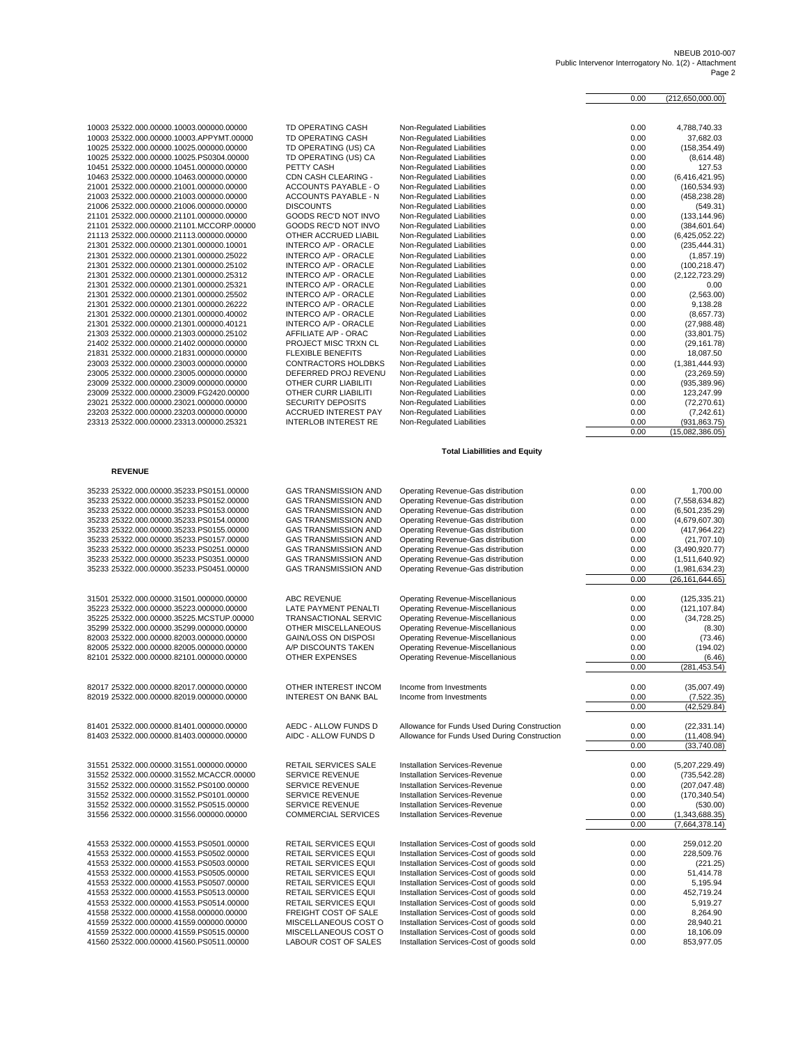| | | | 0.00 | (212,650,000.00) |
|---|---|---|---|---|

| Account | Description | Category | | Amount |
|---|---|---|---|---|
| 10003 25322.000.00000.10003.000000.00000 | TD OPERATING CASH | Non-Regulated Liabilities | 0.00 | 4,788,740.33 |
| 10003 25322.000.00000.10003.APPYMT.00000 | TD OPERATING CASH | Non-Regulated Liabilities | 0.00 | 37,682.03 |
| 10025 25322.000.00000.10025.000000.00000 | TD OPERATING (US) CA | Non-Regulated Liabilities | 0.00 | (158,354.49) |
| 10025 25322.000.00000.10025.PS0304.00000 | TD OPERATING (US) CA | Non-Regulated Liabilities | 0.00 | (8,614.48) |
| 10451 25322.000.00000.10451.000000.00000 | PETTY CASH | Non-Regulated Liabilities | 0.00 | 127.53 |
| 10463 25322.000.00000.10463.000000.00000 | CDN CASH CLEARING - | Non-Regulated Liabilities | 0.00 | (6,416,421.95) |
| 21001 25322.000.00000.21001.000000.00000 | ACCOUNTS PAYABLE - O | Non-Regulated Liabilities | 0.00 | (160,534.93) |
| 21003 25322.000.00000.21003.000000.00000 | ACCOUNTS PAYABLE - N | Non-Regulated Liabilities | 0.00 | (458,238.28) |
| 21006 25322.000.00000.21006.000000.00000 | DISCOUNTS | Non-Regulated Liabilities | 0.00 | (549.31) |
| 21101 25322.000.00000.21101.000000.00000 | GOODS REC'D NOT INVO | Non-Regulated Liabilities | 0.00 | (133,144.96) |
| 21101 25322.000.00000.21101.MCCORP.00000 | GOODS REC'D NOT INVO | Non-Regulated Liabilities | 0.00 | (384,601.64) |
| 21113 25322.000.00000.21113.000000.00000 | OTHER ACCRUED LIABIL | Non-Regulated Liabilities | 0.00 | (6,425,052.22) |
| 21301 25322.000.00000.21301.000000.10001 | INTERCO A/P - ORACLE | Non-Regulated Liabilities | 0.00 | (235,444.31) |
| 21301 25322.000.00000.21301.000000.25022 | INTERCO A/P - ORACLE | Non-Regulated Liabilities | 0.00 | (1,857.19) |
| 21301 25322.000.00000.21301.000000.25102 | INTERCO A/P - ORACLE | Non-Regulated Liabilities | 0.00 | (100,218.47) |
| 21301 25322.000.00000.21301.000000.25312 | INTERCO A/P - ORACLE | Non-Regulated Liabilities | 0.00 | (2,122,723.29) |
| 21301 25322.000.00000.21301.000000.25321 | INTERCO A/P - ORACLE | Non-Regulated Liabilities | 0.00 | 0.00 |
| 21301 25322.000.00000.21301.000000.25502 | INTERCO A/P - ORACLE | Non-Regulated Liabilities | 0.00 | (2,563.00) |
| 21301 25322.000.00000.21301.000000.26222 | INTERCO A/P - ORACLE | Non-Regulated Liabilities | 0.00 | 9,138.28 |
| 21301 25322.000.00000.21301.000000.40002 | INTERCO A/P - ORACLE | Non-Regulated Liabilities | 0.00 | (8,657.73) |
| 21301 25322.000.00000.21301.000000.40121 | INTERCO A/P - ORACLE | Non-Regulated Liabilities | 0.00 | (27,988.48) |
| 21303 25322.000.00000.21303.000000.25102 | AFFILIATE A/P - ORAC | Non-Regulated Liabilities | 0.00 | (33,801.75) |
| 21402 25322.000.00000.21402.000000.00000 | PROJECT MISC TRXN CL | Non-Regulated Liabilities | 0.00 | (29,161.78) |
| 21831 25322.000.00000.21831.000000.00000 | FLEXIBLE BENEFITS | Non-Regulated Liabilities | 0.00 | 18,087.50 |
| 23003 25322.000.00000.23003.000000.00000 | CONTRACTORS HOLDBKS | Non-Regulated Liabilities | 0.00 | (1,381,444.93) |
| 23005 25322.000.00000.23005.000000.00000 | DEFERRED PROJ REVENU | Non-Regulated Liabilities | 0.00 | (23,269.59) |
| 23009 25322.000.00000.23009.000000.00000 | OTHER CURR LIABILITI | Non-Regulated Liabilities | 0.00 | (935,389.96) |
| 23009 25322.000.00000.23009.FG2420.00000 | OTHER CURR LIABILITI | Non-Regulated Liabilities | 0.00 | 123,247.99 |
| 23021 25322.000.00000.23021.000000.00000 | SECURITY DEPOSITS | Non-Regulated Liabilities | 0.00 | (72,270.61) |
| 23203 25322.000.00000.23203.000000.00000 | ACCRUED INTEREST PAY | Non-Regulated Liabilities | 0.00 | (7,242.61) |
| 23313 25322.000.00000.23313.000000.25321 | INTERLOB INTEREST RE | Non-Regulated Liabilities | 0.00 | (931,863.75) |
| | | | 0.00 | (15,082,386.05) |

**Total Liabillities and Equity**

**REVENUE**

| Account | Description | Category | | Amount |
|---|---|---|---|---|
| 35233 25322.000.00000.35233.PS0151.00000 | GAS TRANSMISSION AND | Operating Revenue-Gas distribution | 0.00 | 1,700.00 |
| 35233 25322.000.00000.35233.PS0152.00000 | GAS TRANSMISSION AND | Operating Revenue-Gas distribution | 0.00 | (7,558,634.82) |
| 35233 25322.000.00000.35233.PS0153.00000 | GAS TRANSMISSION AND | Operating Revenue-Gas distribution | 0.00 | (6,501,235.29) |
| 35233 25322.000.00000.35233.PS0154.00000 | GAS TRANSMISSION AND | Operating Revenue-Gas distribution | 0.00 | (4,679,607.30) |
| 35233 25322.000.00000.35233.PS0155.00000 | GAS TRANSMISSION AND | Operating Revenue-Gas distribution | 0.00 | (417,964.22) |
| 35233 25322.000.00000.35233.PS0157.00000 | GAS TRANSMISSION AND | Operating Revenue-Gas distribution | 0.00 | (21,707.10) |
| 35233 25322.000.00000.35233.PS0251.00000 | GAS TRANSMISSION AND | Operating Revenue-Gas distribution | 0.00 | (3,490,920.77) |
| 35233 25322.000.00000.35233.PS0351.00000 | GAS TRANSMISSION AND | Operating Revenue-Gas distribution | 0.00 | (1,511,640.92) |
| 35233 25322.000.00000.35233.PS0451.00000 | GAS TRANSMISSION AND | Operating Revenue-Gas distribution | 0.00 | (1,981,634.23) |
| | | | 0.00 | (26,161,644.65) |
| 31501 25322.000.00000.31501.000000.00000 | ABC REVENUE | Operating Revenue-Miscellanious | 0.00 | (125,335.21) |
| 35223 25322.000.00000.35223.000000.00000 | LATE PAYMENT PENALTI | Operating Revenue-Miscellanious | 0.00 | (121,107.84) |
| 35225 25322.000.00000.35225.MCSTUP.00000 | TRANSACTIONAL SERVIC | Operating Revenue-Miscellanious | 0.00 | (34,728.25) |
| 35299 25322.000.00000.35299.000000.00000 | OTHER MISCELLANEOUS | Operating Revenue-Miscellanious | 0.00 | (8.30) |
| 82003 25322.000.00000.82003.000000.00000 | GAIN/LOSS ON DISPOSI | Operating Revenue-Miscellanious | 0.00 | (73.46) |
| 82005 25322.000.00000.82005.000000.00000 | A/P DISCOUNTS TAKEN | Operating Revenue-Miscellanious | 0.00 | (194.02) |
| 82101 25322.000.00000.82101.000000.00000 | OTHER EXPENSES | Operating Revenue-Miscellanious | 0.00 | (6.46) |
| | | | 0.00 | (281,453.54) |
| 82017 25322.000.00000.82017.000000.00000 | OTHER INTEREST INCOM | Income from Investments | 0.00 | (35,007.49) |
| 82019 25322.000.00000.82019.000000.00000 | INTEREST ON BANK BAL | Income from Investments | 0.00 | (7,522.35) |
| | | | 0.00 | (42,529.84) |
| 81401 25322.000.00000.81401.000000.00000 | AEDC - ALLOW FUNDS D | Allowance for Funds Used During Construction | 0.00 | (22,331.14) |
| 81403 25322.000.00000.81403.000000.00000 | AIDC - ALLOW FUNDS D | Allowance for Funds Used During Construction | 0.00 | (11,408.94) |
| | | | 0.00 | (33,740.08) |
| 31551 25322.000.00000.31551.000000.00000 | RETAIL SERVICES SALE | Installation Services-Revenue | 0.00 | (5,207,229.49) |
| 31552 25322.000.00000.31552.MCACCR.00000 | SERVICE REVENUE | Installation Services-Revenue | 0.00 | (735,542.28) |
| 31552 25322.000.00000.31552.PS0100.00000 | SERVICE REVENUE | Installation Services-Revenue | 0.00 | (207,047.48) |
| 31552 25322.000.00000.31552.PS0101.00000 | SERVICE REVENUE | Installation Services-Revenue | 0.00 | (170,340.54) |
| 31552 25322.000.00000.31552.PS0515.00000 | SERVICE REVENUE | Installation Services-Revenue | 0.00 | (530.00) |
| 31556 25322.000.00000.31556.000000.00000 | COMMERCIAL SERVICES | Installation Services-Revenue | 0.00 | (1,343,688.35) |
| | | | 0.00 | (7,664,378.14) |
| 41553 25322.000.00000.41553.PS0501.00000 | RETAIL SERVICES EQUI | Installation Services-Cost of goods sold | 0.00 | 259,012.20 |
| 41553 25322.000.00000.41553.PS0502.00000 | RETAIL SERVICES EQUI | Installation Services-Cost of goods sold | 0.00 | 228,509.76 |
| 41553 25322.000.00000.41553.PS0503.00000 | RETAIL SERVICES EQUI | Installation Services-Cost of goods sold | 0.00 | (221.25) |
| 41553 25322.000.00000.41553.PS0505.00000 | RETAIL SERVICES EQUI | Installation Services-Cost of goods sold | 0.00 | 51,414.78 |
| 41553 25322.000.00000.41553.PS0507.00000 | RETAIL SERVICES EQUI | Installation Services-Cost of goods sold | 0.00 | 5,195.94 |
| 41553 25322.000.00000.41553.PS0513.00000 | RETAIL SERVICES EQUI | Installation Services-Cost of goods sold | 0.00 | 452,719.24 |
| 41553 25322.000.00000.41553.PS0514.00000 | RETAIL SERVICES EQUI | Installation Services-Cost of goods sold | 0.00 | 5,919.27 |
| 41558 25322.000.00000.41558.000000.00000 | FREIGHT COST OF SALE | Installation Services-Cost of goods sold | 0.00 | 8,264.90 |
| 41559 25322.000.00000.41559.000000.00000 | MISCELLANEOUS COST O | Installation Services-Cost of goods sold | 0.00 | 28,940.21 |
| 41559 25322.000.00000.41559.PS0515.00000 | MISCELLANEOUS COST O | Installation Services-Cost of goods sold | 0.00 | 18,106.09 |
| 41560 25322.000.00000.41560.PS0511.00000 | LABOUR COST OF SALES | Installation Services-Cost of goods sold | 0.00 | 853,977.05 |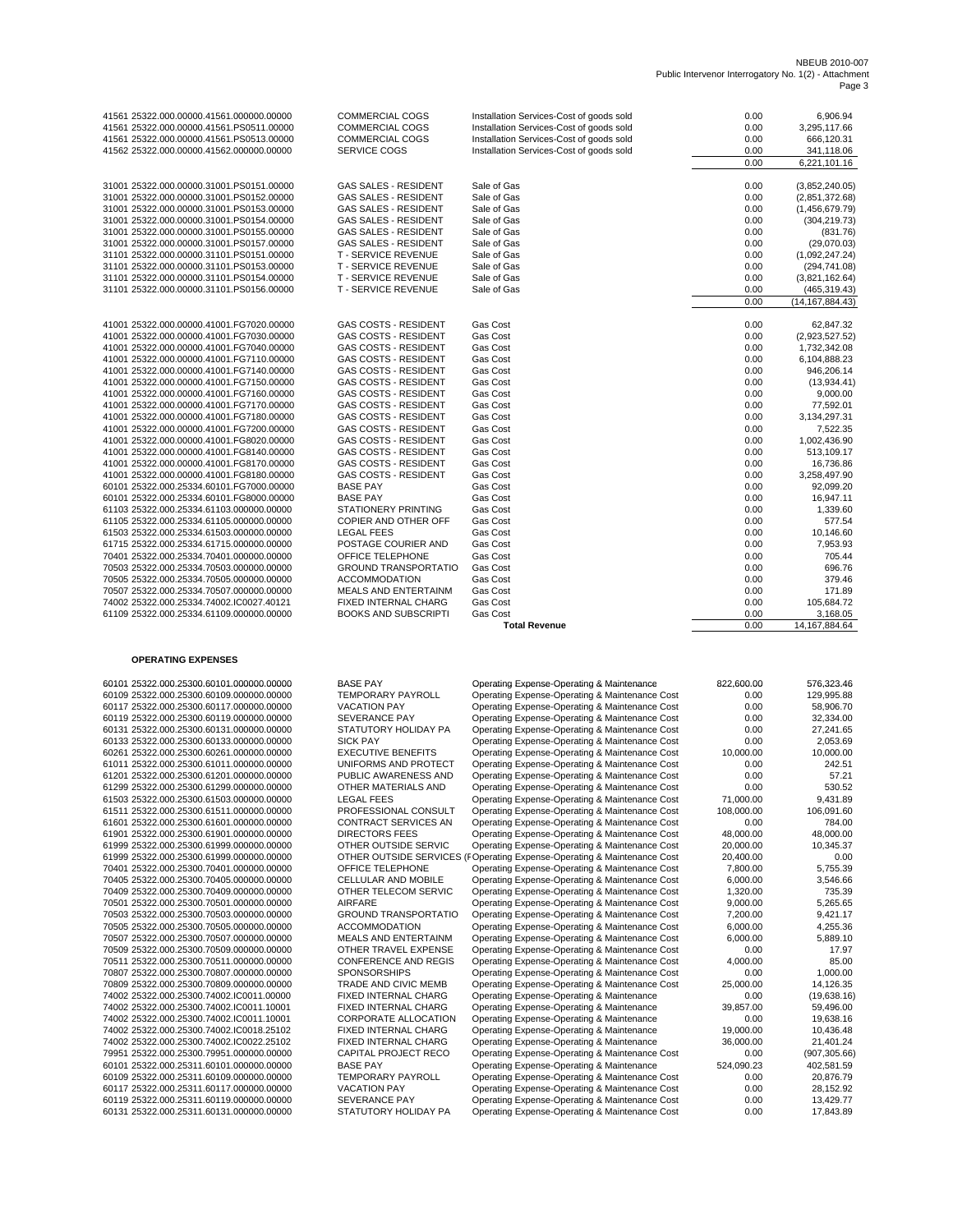| | | | | |
|---|---|---|---|---|
| 41561 25322.000.00000.41561.000000.00000 | COMMERCIAL COGS | Installation Services-Cost of goods sold | 0.00 | 6,906.94 |
| 41561 25322.000.00000.41561.PS0511.00000 | COMMERCIAL COGS | Installation Services-Cost of goods sold | 0.00 | 3,295,117.66 |
| 41561 25322.000.00000.41561.PS0513.00000 | COMMERCIAL COGS | Installation Services-Cost of goods sold | 0.00 | 666,120.31 |
| 41562 25322.000.00000.41562.000000.00000 | SERVICE COGS | Installation Services-Cost of goods sold | 0.00 | 341,118.06 |
| | | | 0.00 | 6,221,101.16 |
| | | | | |
| 31001 25322.000.00000.31001.PS0151.00000 | GAS SALES - RESIDENT | Sale of Gas | 0.00 | (3,852,240.05) |
| 31001 25322.000.00000.31001.PS0152.00000 | GAS SALES - RESIDENT | Sale of Gas | 0.00 | (2,851,372.68) |
| 31001 25322.000.00000.31001.PS0153.00000 | GAS SALES - RESIDENT | Sale of Gas | 0.00 | (1,456,679.79) |
| 31001 25322.000.00000.31001.PS0154.00000 | GAS SALES - RESIDENT | Sale of Gas | 0.00 | (304,219.73) |
| 31001 25322.000.00000.31001.PS0155.00000 | GAS SALES - RESIDENT | Sale of Gas | 0.00 | (831.76) |
| 31001 25322.000.00000.31001.PS0157.00000 | GAS SALES - RESIDENT | Sale of Gas | 0.00 | (29,070.03) |
| 31101 25322.000.00000.31101.PS0151.00000 | T - SERVICE REVENUE | Sale of Gas | 0.00 | (1,092,247.24) |
| 31101 25322.000.00000.31101.PS0153.00000 | T - SERVICE REVENUE | Sale of Gas | 0.00 | (294,741.08) |
| 31101 25322.000.00000.31101.PS0154.00000 | T - SERVICE REVENUE | Sale of Gas | 0.00 | (3,821,162.64) |
| 31101 25322.000.00000.31101.PS0156.00000 | T - SERVICE REVENUE | Sale of Gas | 0.00 | (465,319.43) |
| | | | 0.00 | (14,167,884.43) |
| | | | | |
| 41001 25322.000.00000.41001.FG7020.00000 | GAS COSTS - RESIDENT | Gas Cost | 0.00 | 62,847.32 |
| 41001 25322.000.00000.41001.FG7030.00000 | GAS COSTS - RESIDENT | Gas Cost | 0.00 | (2,923,527.52) |
| 41001 25322.000.00000.41001.FG7040.00000 | GAS COSTS - RESIDENT | Gas Cost | 0.00 | 1,732,342.08 |
| 41001 25322.000.00000.41001.FG7110.00000 | GAS COSTS - RESIDENT | Gas Cost | 0.00 | 6,104,888.23 |
| 41001 25322.000.00000.41001.FG7140.00000 | GAS COSTS - RESIDENT | Gas Cost | 0.00 | 946,206.14 |
| 41001 25322.000.00000.41001.FG7150.00000 | GAS COSTS - RESIDENT | Gas Cost | 0.00 | (13,934.41) |
| 41001 25322.000.00000.41001.FG7160.00000 | GAS COSTS - RESIDENT | Gas Cost | 0.00 | 9,000.00 |
| 41001 25322.000.00000.41001.FG7170.00000 | GAS COSTS - RESIDENT | Gas Cost | 0.00 | 77,592.01 |
| 41001 25322.000.00000.41001.FG7180.00000 | GAS COSTS - RESIDENT | Gas Cost | 0.00 | 3,134,297.31 |
| 41001 25322.000.00000.41001.FG7200.00000 | GAS COSTS - RESIDENT | Gas Cost | 0.00 | 7,522.35 |
| 41001 25322.000.00000.41001.FG8020.00000 | GAS COSTS - RESIDENT | Gas Cost | 0.00 | 1,002,436.90 |
| 41001 25322.000.00000.41001.FG8140.00000 | GAS COSTS - RESIDENT | Gas Cost | 0.00 | 513,109.17 |
| 41001 25322.000.00000.41001.FG8170.00000 | GAS COSTS - RESIDENT | Gas Cost | 0.00 | 16,736.86 |
| 41001 25322.000.00000.41001.FG8180.00000 | GAS COSTS - RESIDENT | Gas Cost | 0.00 | 3,258,497.90 |
| 60101 25322.000.25334.60101.FG7000.00000 | BASE PAY | Gas Cost | 0.00 | 92,099.20 |
| 60101 25322.000.25334.60101.FG8000.00000 | BASE PAY | Gas Cost | 0.00 | 16,947.11 |
| 61103 25322.000.25334.61103.000000.00000 | STATIONERY PRINTING | Gas Cost | 0.00 | 1,339.60 |
| 61105 25322.000.25334.61105.000000.00000 | COPIER AND OTHER OFF | Gas Cost | 0.00 | 577.54 |
| 61503 25322.000.25334.61503.000000.00000 | LEGAL FEES | Gas Cost | 0.00 | 10,146.60 |
| 61715 25322.000.25334.61715.000000.00000 | POSTAGE COURIER AND | Gas Cost | 0.00 | 7,953.93 |
| 70401 25322.000.25334.70401.000000.00000 | OFFICE TELEPHONE | Gas Cost | 0.00 | 705.44 |
| 70503 25322.000.25334.70503.000000.00000 | GROUND TRANSPORTATIO | Gas Cost | 0.00 | 696.76 |
| 70505 25322.000.25334.70505.000000.00000 | ACCOMMODATION | Gas Cost | 0.00 | 379.46 |
| 70507 25322.000.25334.70507.000000.00000 | MEALS AND ENTERTAINM | Gas Cost | 0.00 | 171.89 |
| 74002 25322.000.25334.74002.IC0027.40121 | FIXED INTERNAL CHARG | Gas Cost | 0.00 | 105,684.72 |
| 61109 25322.000.25334.61109.000000.00000 | BOOKS AND SUBSCRIPTI | Gas Cost | 0.00 | 3,168.05 |
| | | **Total Revenue** | 0.00 | 14,167,884.64 |

**OPERATING EXPENSES**

| | | | | |
|---|---|---|---|---|
| 60101 25322.000.25300.60101.000000.00000 | BASE PAY | Operating Expense-Operating & Maintenance | 822,600.00 | 576,323.46 |
| 60109 25322.000.25300.60109.000000.00000 | TEMPORARY PAYROLL | Operating Expense-Operating & Maintenance Cost | 0.00 | 129,995.88 |
| 60117 25322.000.25300.60117.000000.00000 | VACATION PAY | Operating Expense-Operating & Maintenance Cost | 0.00 | 58,906.70 |
| 60119 25322.000.25300.60119.000000.00000 | SEVERANCE PAY | Operating Expense-Operating & Maintenance Cost | 0.00 | 32,334.00 |
| 60131 25322.000.25300.60131.000000.00000 | STATUTORY HOLIDAY PA | Operating Expense-Operating & Maintenance Cost | 0.00 | 27,241.65 |
| 60133 25322.000.25300.60133.000000.00000 | SICK PAY | Operating Expense-Operating & Maintenance Cost | 0.00 | 2,053.69 |
| 60261 25322.000.25300.60261.000000.00000 | EXECUTIVE BENEFITS | Operating Expense-Operating & Maintenance Cost | 10,000.00 | 10,000.00 |
| 61011 25322.000.25300.61011.000000.00000 | UNIFORMS AND PROTECT | Operating Expense-Operating & Maintenance Cost | 0.00 | 242.51 |
| 61201 25322.000.25300.61201.000000.00000 | PUBLIC AWARENESS AND | Operating Expense-Operating & Maintenance Cost | 0.00 | 57.21 |
| 61299 25322.000.25300.61299.000000.00000 | OTHER MATERIALS AND | Operating Expense-Operating & Maintenance Cost | 0.00 | 530.52 |
| 61503 25322.000.25300.61503.000000.00000 | LEGAL FEES | Operating Expense-Operating & Maintenance Cost | 71,000.00 | 9,431.89 |
| 61511 25322.000.25300.61511.000000.00000 | PROFESSIONAL CONSULT | Operating Expense-Operating & Maintenance Cost | 108,000.00 | 106,091.60 |
| 61601 25322.000.25300.61601.000000.00000 | CONTRACT SERVICES AN | Operating Expense-Operating & Maintenance Cost | 0.00 | 784.00 |
| 61901 25322.000.25300.61901.000000.00000 | DIRECTORS FEES | Operating Expense-Operating & Maintenance Cost | 48,000.00 | 48,000.00 |
| 61999 25322.000.25300.61999.000000.00000 | OTHER OUTSIDE SERVIC | Operating Expense-Operating & Maintenance Cost | 20,000.00 | 10,345.37 |
| 61999 25322.000.25300.61999.000000.00000 | OTHER OUTSIDE SERVICES (F | Operating Expense-Operating & Maintenance Cost | 20,400.00 | 0.00 |
| 70401 25322.000.25300.70401.000000.00000 | OFFICE TELEPHONE | Operating Expense-Operating & Maintenance Cost | 7,800.00 | 5,755.39 |
| 70405 25322.000.25300.70405.000000.00000 | CELLULAR AND MOBILE | Operating Expense-Operating & Maintenance Cost | 6,000.00 | 3,546.66 |
| 70409 25322.000.25300.70409.000000.00000 | OTHER TELECOM SERVIC | Operating Expense-Operating & Maintenance Cost | 1,320.00 | 735.39 |
| 70501 25322.000.25300.70501.000000.00000 | AIRFARE | Operating Expense-Operating & Maintenance Cost | 9,000.00 | 5,265.65 |
| 70503 25322.000.25300.70503.000000.00000 | GROUND TRANSPORTATIO | Operating Expense-Operating & Maintenance Cost | 7,200.00 | 9,421.17 |
| 70505 25322.000.25300.70505.000000.00000 | ACCOMMODATION | Operating Expense-Operating & Maintenance Cost | 6,000.00 | 4,255.36 |
| 70507 25322.000.25300.70507.000000.00000 | MEALS AND ENTERTAINM | Operating Expense-Operating & Maintenance Cost | 6,000.00 | 5,889.10 |
| 70509 25322.000.25300.70509.000000.00000 | OTHER TRAVEL EXPENSE | Operating Expense-Operating & Maintenance Cost | 0.00 | 17.97 |
| 70511 25322.000.25300.70511.000000.00000 | CONFERENCE AND REGIS | Operating Expense-Operating & Maintenance Cost | 4,000.00 | 85.00 |
| 70807 25322.000.25300.70807.000000.00000 | SPONSORSHIPS | Operating Expense-Operating & Maintenance Cost | 0.00 | 1,000.00 |
| 70809 25322.000.25300.70809.000000.00000 | TRADE AND CIVIC MEMB | Operating Expense-Operating & Maintenance Cost | 25,000.00 | 14,126.35 |
| 74002 25322.000.25300.74002.IC0011.00000 | FIXED INTERNAL CHARG | Operating Expense-Operating & Maintenance | 0.00 | (19,638.16) |
| 74002 25322.000.25300.74002.IC0011.10001 | FIXED INTERNAL CHARG | Operating Expense-Operating & Maintenance | 39,857.00 | 59,496.00 |
| 74002 25322.000.25300.74002.IC0011.10001 | CORPORATE ALLOCATION | Operating Expense-Operating & Maintenance | 0.00 | 19,638.16 |
| 74002 25322.000.25300.74002.IC0018.25102 | FIXED INTERNAL CHARG | Operating Expense-Operating & Maintenance | 19,000.00 | 10,436.48 |
| 74002 25322.000.25300.74002.IC0022.25102 | FIXED INTERNAL CHARG | Operating Expense-Operating & Maintenance | 36,000.00 | 21,401.24 |
| 79951 25322.000.25300.79951.000000.00000 | CAPITAL PROJECT RECO | Operating Expense-Operating & Maintenance Cost | 0.00 | (907,305.66) |
| 60101 25322.000.25311.60101.000000.00000 | BASE PAY | Operating Expense-Operating & Maintenance | 524,090.23 | 402,581.59 |
| 60109 25322.000.25311.60109.000000.00000 | TEMPORARY PAYROLL | Operating Expense-Operating & Maintenance Cost | 0.00 | 20,876.79 |
| 60117 25322.000.25311.60117.000000.00000 | VACATION PAY | Operating Expense-Operating & Maintenance Cost | 0.00 | 28,152.92 |
| 60119 25322.000.25311.60119.000000.00000 | SEVERANCE PAY | Operating Expense-Operating & Maintenance Cost | 0.00 | 13,429.77 |
| 60131 25322.000.25311.60131.000000.00000 | STATUTORY HOLIDAY PA | Operating Expense-Operating & Maintenance Cost | 0.00 | 17,843.89 |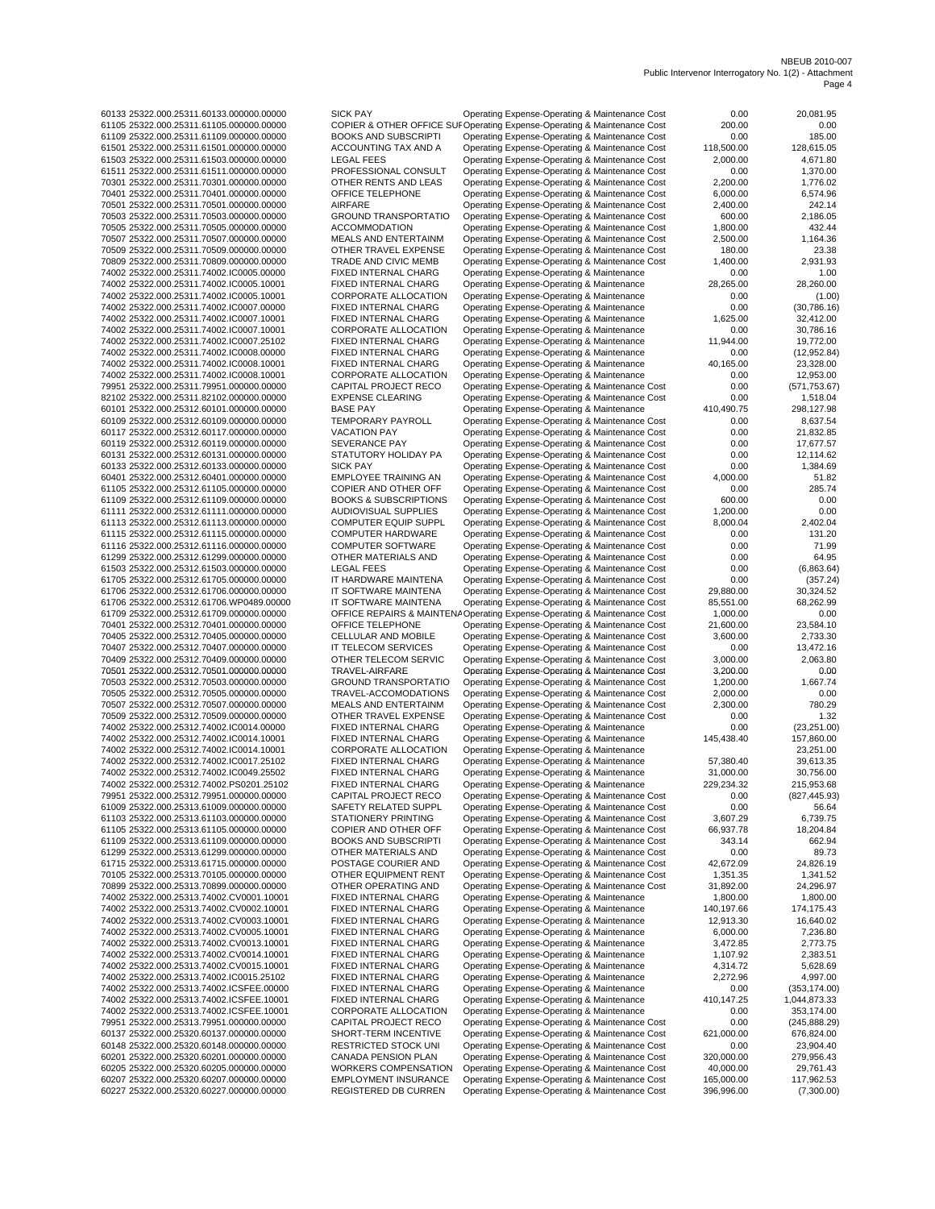| | | | | |
|---|---|---|---|---|
| 60133 25322.000.25311.60133.000000.00000 | SICK PAY | Operating Expense-Operating & Maintenance Cost | 0.00 | 20,081.95 |
| 61105 25322.000.25311.61105.000000.00000 | COPIER & OTHER OFFICE SUF | Operating Expense-Operating & Maintenance Cost | 200.00 | 0.00 |
| 61109 25322.000.25311.61109.000000.00000 | BOOKS AND SUBSCRIPTI | Operating Expense-Operating & Maintenance Cost | 0.00 | 185.00 |
| 61501 25322.000.25311.61501.000000.00000 | ACCOUNTING TAX AND A | Operating Expense-Operating & Maintenance Cost | 118,500.00 | 128,615.05 |
| 61503 25322.000.25311.61503.000000.00000 | LEGAL FEES | Operating Expense-Operating & Maintenance Cost | 2,000.00 | 4,671.80 |
| 61511 25322.000.25311.61511.000000.00000 | PROFESSIONAL CONSULT | Operating Expense-Operating & Maintenance Cost | 0.00 | 1,370.00 |
| 70301 25322.000.25311.70301.000000.00000 | OTHER RENTS AND LEAS | Operating Expense-Operating & Maintenance Cost | 2,200.00 | 1,776.02 |
| 70401 25322.000.25311.70401.000000.00000 | OFFICE TELEPHONE | Operating Expense-Operating & Maintenance Cost | 6,000.00 | 6,574.96 |
| 70501 25322.000.25311.70501.000000.00000 | AIRFARE | Operating Expense-Operating & Maintenance Cost | 2,400.00 | 242.14 |
| 70503 25322.000.25311.70503.000000.00000 | GROUND TRANSPORTATIO | Operating Expense-Operating & Maintenance Cost | 600.00 | 2,186.05 |
| 70505 25322.000.25311.70505.000000.00000 | ACCOMMODATION | Operating Expense-Operating & Maintenance Cost | 1,800.00 | 432.44 |
| 70507 25322.000.25311.70507.000000.00000 | MEALS AND ENTERTAINM | Operating Expense-Operating & Maintenance Cost | 2,500.00 | 1,164.36 |
| 70509 25322.000.25311.70509.000000.00000 | OTHER TRAVEL EXPENSE | Operating Expense-Operating & Maintenance Cost | 180.00 | 23.38 |
| 70809 25322.000.25311.70809.000000.00000 | TRADE AND CIVIC MEMB | Operating Expense-Operating & Maintenance Cost | 1,400.00 | 2,931.93 |
| 74002 25322.000.25311.74002.IC0005.00000 | FIXED INTERNAL CHARG | Operating Expense-Operating & Maintenance | 0.00 | 1.00 |
| 74002 25322.000.25311.74002.IC0005.10001 | FIXED INTERNAL CHARG | Operating Expense-Operating & Maintenance | 28,265.00 | 28,260.00 |
| 74002 25322.000.25311.74002.IC0005.10001 | CORPORATE ALLOCATION | Operating Expense-Operating & Maintenance | 0.00 | (1.00) |
| 74002 25322.000.25311.74002.IC0007.00000 | FIXED INTERNAL CHARG | Operating Expense-Operating & Maintenance | 0.00 | (30,786.16) |
| 74002 25322.000.25311.74002.IC0007.10001 | FIXED INTERNAL CHARG | Operating Expense-Operating & Maintenance | 1,625.00 | 32,412.00 |
| 74002 25322.000.25311.74002.IC0007.10001 | CORPORATE ALLOCATION | Operating Expense-Operating & Maintenance | 0.00 | 30,786.16 |
| 74002 25322.000.25311.74002.IC0007.25102 | FIXED INTERNAL CHARG | Operating Expense-Operating & Maintenance | 11,944.00 | 19,772.00 |
| 74002 25322.000.25311.74002.IC0008.00000 | FIXED INTERNAL CHARG | Operating Expense-Operating & Maintenance | 0.00 | (12,952.84) |
| 74002 25322.000.25311.74002.IC0008.10001 | FIXED INTERNAL CHARG | Operating Expense-Operating & Maintenance | 40,165.00 | 23,328.00 |
| 74002 25322.000.25311.74002.IC0008.10001 | CORPORATE ALLOCATION | Operating Expense-Operating & Maintenance | 0.00 | 12,953.00 |
| 79951 25322.000.25311.79951.000000.00000 | CAPITAL PROJECT RECO | Operating Expense-Operating & Maintenance Cost | 0.00 | (571,753.67) |
| 82102 25322.000.25311.82102.000000.00000 | EXPENSE CLEARING | Operating Expense-Operating & Maintenance Cost | 0.00 | 1,518.04 |
| 60101 25322.000.25312.60101.000000.00000 | BASE PAY | Operating Expense-Operating & Maintenance | 410,490.75 | 298,127.98 |
| 60109 25322.000.25312.60109.000000.00000 | TEMPORARY PAYROLL | Operating Expense-Operating & Maintenance Cost | 0.00 | 8,637.54 |
| 60117 25322.000.25312.60117.000000.00000 | VACATION PAY | Operating Expense-Operating & Maintenance Cost | 0.00 | 21,832.85 |
| 60119 25322.000.25312.60119.000000.00000 | SEVERANCE PAY | Operating Expense-Operating & Maintenance Cost | 0.00 | 17,677.57 |
| 60131 25322.000.25312.60131.000000.00000 | STATUTORY HOLIDAY PA | Operating Expense-Operating & Maintenance Cost | 0.00 | 12,114.62 |
| 60133 25322.000.25312.60133.000000.00000 | SICK PAY | Operating Expense-Operating & Maintenance Cost | 0.00 | 1,384.69 |
| 60401 25322.000.25312.60401.000000.00000 | EMPLOYEE TRAINING AN | Operating Expense-Operating & Maintenance Cost | 4,000.00 | 51.82 |
| 61105 25322.000.25312.61105.000000.00000 | COPIER AND OTHER OFF | Operating Expense-Operating & Maintenance Cost | 0.00 | 285.74 |
| 61109 25322.000.25312.61109.000000.00000 | BOOKS & SUBSCRIPTIONS | Operating Expense-Operating & Maintenance Cost | 600.00 | 0.00 |
| 61111 25322.000.25312.61111.000000.00000 | AUDIOVISUAL SUPPLIES | Operating Expense-Operating & Maintenance Cost | 1,200.00 | 0.00 |
| 61113 25322.000.25312.61113.000000.00000 | COMPUTER EQUIP SUPPL | Operating Expense-Operating & Maintenance Cost | 8,000.04 | 2,402.04 |
| 61115 25322.000.25312.61115.000000.00000 | COMPUTER HARDWARE | Operating Expense-Operating & Maintenance Cost | 0.00 | 131.20 |
| 61116 25322.000.25312.61116.000000.00000 | COMPUTER SOFTWARE | Operating Expense-Operating & Maintenance Cost | 0.00 | 71.99 |
| 61299 25322.000.25312.61299.000000.00000 | OTHER MATERIALS AND | Operating Expense-Operating & Maintenance Cost | 0.00 | 64.95 |
| 61503 25322.000.25312.61503.000000.00000 | LEGAL FEES | Operating Expense-Operating & Maintenance Cost | 0.00 | (6,863.64) |
| 61705 25322.000.25312.61705.000000.00000 | IT HARDWARE MAINTENA | Operating Expense-Operating & Maintenance Cost | 0.00 | (357.24) |
| 61706 25322.000.25312.61706.000000.00000 | IT SOFTWARE MAINTENA | Operating Expense-Operating & Maintenance Cost | 29,880.00 | 30,324.52 |
| 61706 25322.000.25312.61706.WP0489.00000 | IT SOFTWARE MAINTENA | Operating Expense-Operating & Maintenance Cost | 85,551.00 | 68,262.99 |
| 61709 25322.000.25312.61709.000000.00000 | OFFICE REPAIRS & MAINTENA | Operating Expense-Operating & Maintenance Cost | 1,000.00 | 0.00 |
| 70401 25322.000.25312.70401.000000.00000 | OFFICE TELEPHONE | Operating Expense-Operating & Maintenance Cost | 21,600.00 | 23,584.10 |
| 70405 25322.000.25312.70405.000000.00000 | CELLULAR AND MOBILE | Operating Expense-Operating & Maintenance Cost | 3,600.00 | 2,733.30 |
| 70407 25322.000.25312.70407.000000.00000 | IT TELECOM SERVICES | Operating Expense-Operating & Maintenance Cost | 0.00 | 13,472.16 |
| 70409 25322.000.25312.70409.000000.00000 | OTHER TELECOM SERVIC | Operating Expense-Operating & Maintenance Cost | 3,000.00 | 2,063.80 |
| 70501 25322.000.25312.70501.000000.00000 | TRAVEL-AIRFARE | Operating Expense-Operating & Maintenance Cost | 3,200.00 | 0.00 |
| 70503 25322.000.25312.70503.000000.00000 | GROUND TRANSPORTATIO | Operating Expense-Operating & Maintenance Cost | 1,200.00 | 1,667.74 |
| 70505 25322.000.25312.70505.000000.00000 | TRAVEL-ACCOMODATIONS | Operating Expense-Operating & Maintenance Cost | 2,000.00 | 0.00 |
| 70507 25322.000.25312.70507.000000.00000 | MEALS AND ENTERTAINM | Operating Expense-Operating & Maintenance Cost | 2,300.00 | 780.29 |
| 70509 25322.000.25312.70509.000000.00000 | OTHER TRAVEL EXPENSE | Operating Expense-Operating & Maintenance Cost | 0.00 | 1.32 |
| 74002 25322.000.25312.74002.IC0014.00000 | FIXED INTERNAL CHARG | Operating Expense-Operating & Maintenance | 0.00 | (23,251.00) |
| 74002 25322.000.25312.74002.IC0014.10001 | FIXED INTERNAL CHARG | Operating Expense-Operating & Maintenance | 145,438.40 | 157,860.00 |
| 74002 25322.000.25312.74002.IC0014.10001 | CORPORATE ALLOCATION | Operating Expense-Operating & Maintenance | | 23,251.00 |
| 74002 25322.000.25312.74002.IC0017.25102 | FIXED INTERNAL CHARG | Operating Expense-Operating & Maintenance | 57,380.40 | 39,613.35 |
| 74002 25322.000.25312.74002.IC0049.25502 | FIXED INTERNAL CHARG | Operating Expense-Operating & Maintenance | 31,000.00 | 30,756.00 |
| 74002 25322.000.25312.74002.PS0201.25102 | FIXED INTERNAL CHARG | Operating Expense-Operating & Maintenance | 229,234.32 | 215,953.68 |
| 79951 25322.000.25312.79951.000000.00000 | CAPITAL PROJECT RECO | Operating Expense-Operating & Maintenance Cost | 0.00 | (827,445.93) |
| 61009 25322.000.25313.61009.000000.00000 | SAFETY RELATED SUPPL | Operating Expense-Operating & Maintenance Cost | 0.00 | 56.64 |
| 61103 25322.000.25313.61103.000000.00000 | STATIONERY PRINTING | Operating Expense-Operating & Maintenance Cost | 3,607.29 | 6,739.75 |
| 61105 25322.000.25313.61105.000000.00000 | COPIER AND OTHER OFF | Operating Expense-Operating & Maintenance Cost | 66,937.78 | 18,204.84 |
| 61109 25322.000.25313.61109.000000.00000 | BOOKS AND SUBSCRIPTI | Operating Expense-Operating & Maintenance Cost | 343.14 | 662.94 |
| 61299 25322.000.25313.61299.000000.00000 | OTHER MATERIALS AND | Operating Expense-Operating & Maintenance Cost | 0.00 | 89.73 |
| 61715 25322.000.25313.61715.000000.00000 | POSTAGE COURIER AND | Operating Expense-Operating & Maintenance Cost | 42,672.09 | 24,826.19 |
| 70105 25322.000.25313.70105.000000.00000 | OTHER EQUIPMENT RENT | Operating Expense-Operating & Maintenance Cost | 1,351.35 | 1,341.52 |
| 70899 25322.000.25313.70899.000000.00000 | OTHER OPERATING AND | Operating Expense-Operating & Maintenance Cost | 31,892.00 | 24,296.97 |
| 74002 25322.000.25313.74002.CV0001.10001 | FIXED INTERNAL CHARG | Operating Expense-Operating & Maintenance | 1,800.00 | 1,800.00 |
| 74002 25322.000.25313.74002.CV0002.10001 | FIXED INTERNAL CHARG | Operating Expense-Operating & Maintenance | 140,197.66 | 174,175.43 |
| 74002 25322.000.25313.74002.CV0003.10001 | FIXED INTERNAL CHARG | Operating Expense-Operating & Maintenance | 12,913.30 | 16,640.02 |
| 74002 25322.000.25313.74002.CV0005.10001 | FIXED INTERNAL CHARG | Operating Expense-Operating & Maintenance | 6,000.00 | 7,236.80 |
| 74002 25322.000.25313.74002.CV0013.10001 | FIXED INTERNAL CHARG | Operating Expense-Operating & Maintenance | 3,472.85 | 2,773.75 |
| 74002 25322.000.25313.74002.CV0014.10001 | FIXED INTERNAL CHARG | Operating Expense-Operating & Maintenance | 1,107.92 | 2,383.51 |
| 74002 25322.000.25313.74002.CV0015.10001 | FIXED INTERNAL CHARG | Operating Expense-Operating & Maintenance | 4,314.72 | 5,628.69 |
| 74002 25322.000.25313.74002.IC0015.25102 | FIXED INTERNAL CHARG | Operating Expense-Operating & Maintenance | 2,272.96 | 4,997.00 |
| 74002 25322.000.25313.74002.ICSFEE.00000 | FIXED INTERNAL CHARG | Operating Expense-Operating & Maintenance | 0.00 | (353,174.00) |
| 74002 25322.000.25313.74002.ICSFEE.10001 | FIXED INTERNAL CHARG | Operating Expense-Operating & Maintenance | 410,147.25 | 1,044,873.33 |
| 74002 25322.000.25313.74002.ICSFEE.10001 | CORPORATE ALLOCATION | Operating Expense-Operating & Maintenance | 0.00 | 353,174.00 |
| 79951 25322.000.25313.79951.000000.00000 | CAPITAL PROJECT RECO | Operating Expense-Operating & Maintenance Cost | 0.00 | (245,888.29) |
| 60137 25322.000.25320.60137.000000.00000 | SHORT-TERM INCENTIVE | Operating Expense-Operating & Maintenance Cost | 621,000.00 | 676,824.00 |
| 60148 25322.000.25320.60148.000000.00000 | RESTRICTED STOCK UNI | Operating Expense-Operating & Maintenance Cost | 0.00 | 23,904.40 |
| 60201 25322.000.25320.60201.000000.00000 | CANADA PENSION PLAN | Operating Expense-Operating & Maintenance Cost | 320,000.00 | 279,956.43 |
| 60205 25322.000.25320.60205.000000.00000 | WORKERS COMPENSATION | Operating Expense-Operating & Maintenance Cost | 40,000.00 | 29,761.43 |
| 60207 25322.000.25320.60207.000000.00000 | EMPLOYMENT INSURANCE | Operating Expense-Operating & Maintenance Cost | 165,000.00 | 117,962.53 |
| 60227 25322.000.25320.60227.000000.00000 | REGISTERED DB CURREN | Operating Expense-Operating & Maintenance Cost | 396,996.00 | (7,300.00) |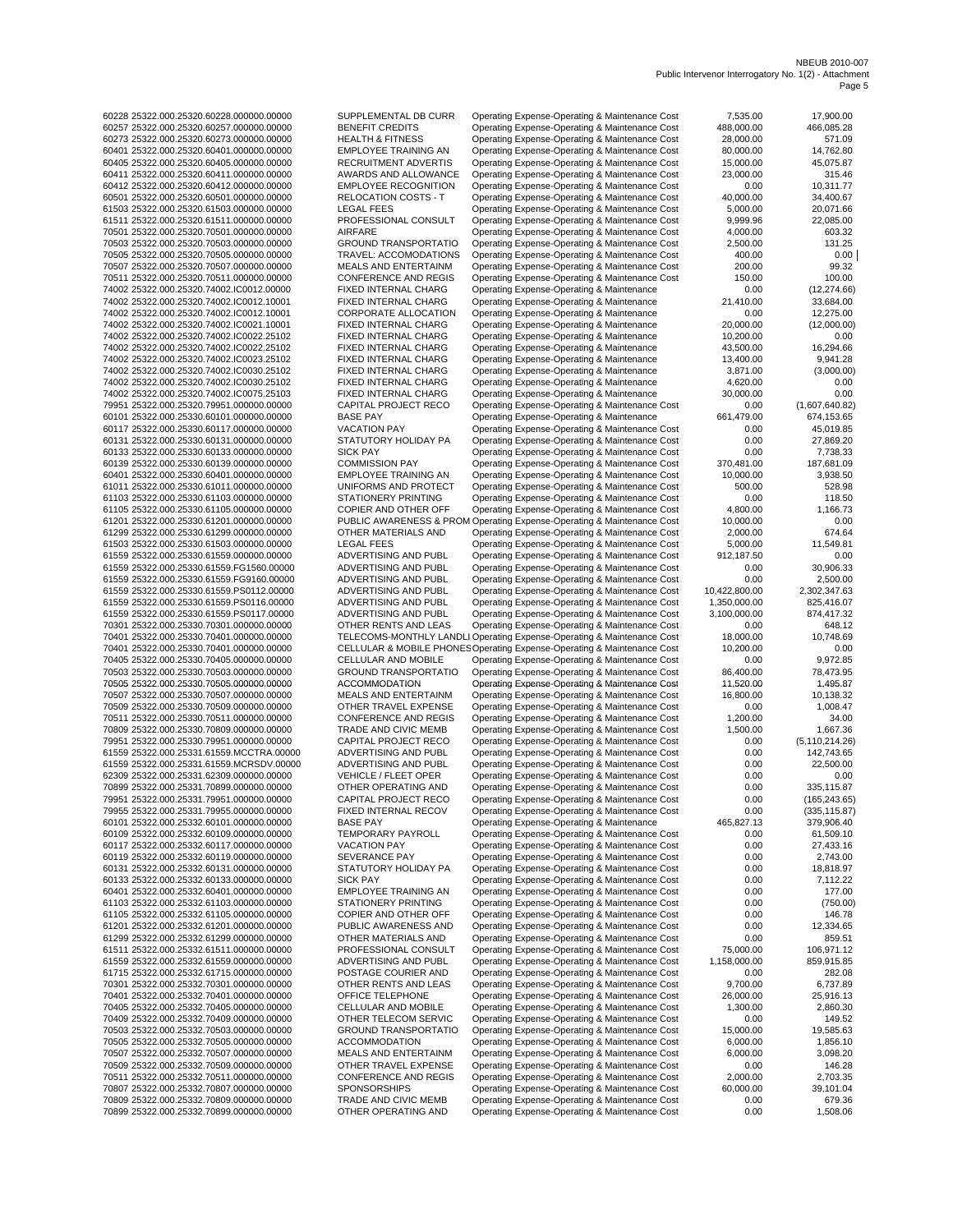| | | | | |
|---|---|---|---|---|
| 60228 25322.000.25320.60228.000000.00000 | SUPPLEMENTAL DB CURR | Operating Expense-Operating & Maintenance Cost | 7,535.00 | 17,900.00 |
| 60257 25322.000.25320.60257.000000.00000 | BENEFIT CREDITS | Operating Expense-Operating & Maintenance Cost | 488,000.00 | 466,085.28 |
| 60273 25322.000.25320.60273.000000.00000 | HEALTH & FITNESS | Operating Expense-Operating & Maintenance Cost | 28,000.00 | 571.09 |
| 60401 25322.000.25320.60401.000000.00000 | EMPLOYEE TRAINING AN | Operating Expense-Operating & Maintenance Cost | 80,000.00 | 14,762.80 |
| 60405 25322.000.25320.60405.000000.00000 | RECRUITMENT ADVERTIS | Operating Expense-Operating & Maintenance Cost | 15,000.00 | 45,075.87 |
| 60411 25322.000.25320.60411.000000.00000 | AWARDS AND ALLOWANCE | Operating Expense-Operating & Maintenance Cost | 23,000.00 | 315.46 |
| 60412 25322.000.25320.60412.000000.00000 | EMPLOYEE RECOGNITION | Operating Expense-Operating & Maintenance Cost | 0.00 | 10,311.77 |
| 60501 25322.000.25320.60501.000000.00000 | RELOCATION COSTS - T | Operating Expense-Operating & Maintenance Cost | 40,000.00 | 34,400.67 |
| 61503 25322.000.25320.61503.000000.00000 | LEGAL FEES | Operating Expense-Operating & Maintenance Cost | 5,000.00 | 20,071.66 |
| 61511 25322.000.25320.61511.000000.00000 | PROFESSIONAL CONSULT | Operating Expense-Operating & Maintenance Cost | 9,999.96 | 22,085.00 |
| 70501 25322.000.25320.70501.000000.00000 | AIRFARE | Operating Expense-Operating & Maintenance Cost | 4,000.00 | 603.32 |
| 70503 25322.000.25320.70503.000000.00000 | GROUND TRANSPORTATIO | Operating Expense-Operating & Maintenance Cost | 2,500.00 | 131.25 |
| 70505 25322.000.25320.70505.000000.00000 | TRAVEL: ACCOMODATIONS | Operating Expense-Operating & Maintenance Cost | 400.00 | 0.00 |
| 70507 25322.000.25320.70507.000000.00000 | MEALS AND ENTERTAINM | Operating Expense-Operating & Maintenance Cost | 200.00 | 99.32 |
| 70511 25322.000.25320.70511.000000.00000 | CONFERENCE AND REGIS | Operating Expense-Operating & Maintenance Cost | 150.00 | 100.00 |
| 74002 25322.000.25320.74002.IC0012.00000 | FIXED INTERNAL CHARG | Operating Expense-Operating & Maintenance | 0.00 | (12,274.66) |
| 74002 25322.000.25320.74002.IC0012.10001 | FIXED INTERNAL CHARG | Operating Expense-Operating & Maintenance | 21,410.00 | 33,684.00 |
| 74002 25322.000.25320.74002.IC0012.10001 | CORPORATE ALLOCATION | Operating Expense-Operating & Maintenance | 0.00 | 12,275.00 |
| 74002 25322.000.25320.74002.IC0021.10001 | FIXED INTERNAL CHARG | Operating Expense-Operating & Maintenance | 20,000.00 | (12,000.00) |
| 74002 25322.000.25320.74002.IC0022.25102 | FIXED INTERNAL CHARG | Operating Expense-Operating & Maintenance | 10,200.00 | 0.00 |
| 74002 25322.000.25320.74002.IC0022.25102 | FIXED INTERNAL CHARG | Operating Expense-Operating & Maintenance | 43,500.00 | 16,294.66 |
| 74002 25322.000.25320.74002.IC0023.25102 | FIXED INTERNAL CHARG | Operating Expense-Operating & Maintenance | 13,400.00 | 9,941.28 |
| 74002 25322.000.25320.74002.IC0030.25102 | FIXED INTERNAL CHARG | Operating Expense-Operating & Maintenance | 3,871.00 | (3,000.00) |
| 74002 25322.000.25320.74002.IC0030.25102 | FIXED INTERNAL CHARG | Operating Expense-Operating & Maintenance | 4,620.00 | 0.00 |
| 74002 25322.000.25320.74002.IC0075.25103 | FIXED INTERNAL CHARG | Operating Expense-Operating & Maintenance | 30,000.00 | 0.00 |
| 79951 25322.000.25320.79951.000000.00000 | CAPITAL PROJECT RECO | Operating Expense-Operating & Maintenance Cost | 0.00 | (1,607,640.82) |
| 60101 25322.000.25330.60101.000000.00000 | BASE PAY | Operating Expense-Operating & Maintenance | 661,479.00 | 674,153.65 |
| 60117 25322.000.25330.60117.000000.00000 | VACATION PAY | Operating Expense-Operating & Maintenance Cost | 0.00 | 45,019.85 |
| 60131 25322.000.25330.60131.000000.00000 | STATUTORY HOLIDAY PA | Operating Expense-Operating & Maintenance Cost | 0.00 | 27,869.20 |
| 60133 25322.000.25330.60133.000000.00000 | SICK PAY | Operating Expense-Operating & Maintenance Cost | 0.00 | 7,738.33 |
| 60139 25322.000.25330.60139.000000.00000 | COMMISSION PAY | Operating Expense-Operating & Maintenance Cost | 370,481.00 | 187,681.09 |
| 60401 25322.000.25330.60401.000000.00000 | EMPLOYEE TRAINING AN | Operating Expense-Operating & Maintenance Cost | 10,000.00 | 3,938.50 |
| 61011 25322.000.25330.61011.000000.00000 | UNIFORMS AND PROTECT | Operating Expense-Operating & Maintenance Cost | 500.00 | 528.98 |
| 61103 25322.000.25330.61103.000000.00000 | STATIONERY PRINTING | Operating Expense-Operating & Maintenance Cost | 0.00 | 118.50 |
| 61105 25322.000.25330.61105.000000.00000 | COPIER AND OTHER OFF | Operating Expense-Operating & Maintenance Cost | 4,800.00 | 1,166.73 |
| 61201 25322.000.25330.61201.000000.00000 | PUBLIC AWARENESS & PROM | Operating Expense-Operating & Maintenance Cost | 10,000.00 | 0.00 |
| 61299 25322.000.25330.61299.000000.00000 | OTHER MATERIALS AND | Operating Expense-Operating & Maintenance Cost | 2,000.00 | 674.64 |
| 61503 25322.000.25330.61503.000000.00000 | LEGAL FEES | Operating Expense-Operating & Maintenance Cost | 5,000.00 | 11,549.81 |
| 61559 25322.000.25330.61559.000000.00000 | ADVERTISING AND PUBL | Operating Expense-Operating & Maintenance Cost | 912,187.50 | 0.00 |
| 61559 25322.000.25330.61559.FG1560.00000 | ADVERTISING AND PUBL | Operating Expense-Operating & Maintenance Cost | 0.00 | 30,906.33 |
| 61559 25322.000.25330.61559.FG9160.00000 | ADVERTISING AND PUBL | Operating Expense-Operating & Maintenance Cost | 0.00 | 2,500.00 |
| 61559 25322.000.25330.61559.PS0112.00000 | ADVERTISING AND PUBL | Operating Expense-Operating & Maintenance Cost | 10,422,800.00 | 2,302,347.63 |
| 61559 25322.000.25330.61559.PS0116.00000 | ADVERTISING AND PUBL | Operating Expense-Operating & Maintenance Cost | 1,350,000.00 | 825,416.07 |
| 61559 25322.000.25330.61559.PS0117.00000 | ADVERTISING AND PUBL | Operating Expense-Operating & Maintenance Cost | 3,100,000.00 | 874,417.32 |
| 70301 25322.000.25330.70301.000000.00000 | OTHER RENTS AND LEAS | Operating Expense-Operating & Maintenance Cost | 0.00 | 648.12 |
| 70401 25322.000.25330.70401.000000.00000 | TELECOMS-MONTHLY LANDLI | Operating Expense-Operating & Maintenance Cost | 18,000.00 | 10,748.69 |
| 70401 25322.000.25330.70401.000000.00000 | CELLULAR & MOBILE PHONES | Operating Expense-Operating & Maintenance Cost | 10,200.00 | 0.00 |
| 70405 25322.000.25330.70405.000000.00000 | CELLULAR AND MOBILE | Operating Expense-Operating & Maintenance Cost | 0.00 | 9,972.85 |
| 70503 25322.000.25330.70503.000000.00000 | GROUND TRANSPORTATIO | Operating Expense-Operating & Maintenance Cost | 86,400.00 | 78,473.95 |
| 70505 25322.000.25330.70505.000000.00000 | ACCOMMODATION | Operating Expense-Operating & Maintenance Cost | 11,520.00 | 1,495.87 |
| 70507 25322.000.25330.70507.000000.00000 | MEALS AND ENTERTAINM | Operating Expense-Operating & Maintenance Cost | 16,800.00 | 10,138.32 |
| 70509 25322.000.25330.70509.000000.00000 | OTHER TRAVEL EXPENSE | Operating Expense-Operating & Maintenance Cost | 0.00 | 1,008.47 |
| 70511 25322.000.25330.70511.000000.00000 | CONFERENCE AND REGIS | Operating Expense-Operating & Maintenance Cost | 1,200.00 | 34.00 |
| 70809 25322.000.25330.70809.000000.00000 | TRADE AND CIVIC MEMB | Operating Expense-Operating & Maintenance Cost | 1,500.00 | 1,667.36 |
| 79951 25322.000.25330.79951.000000.00000 | CAPITAL PROJECT RECO | Operating Expense-Operating & Maintenance Cost | 0.00 | (5,110,214.26) |
| 61559 25322.000.25331.61559.MCCTRA.00000 | ADVERTISING AND PUBL | Operating Expense-Operating & Maintenance Cost | 0.00 | 142,743.65 |
| 61559 25322.000.25331.61559.MCRSDV.00000 | ADVERTISING AND PUBL | Operating Expense-Operating & Maintenance Cost | 0.00 | 22,500.00 |
| 62309 25322.000.25331.62309.000000.00000 | VEHICLE / FLEET OPER | Operating Expense-Operating & Maintenance Cost | 0.00 | 0.00 |
| 70899 25322.000.25331.70899.000000.00000 | OTHER OPERATING AND | Operating Expense-Operating & Maintenance Cost | 0.00 | 335,115.87 |
| 79951 25322.000.25331.79951.000000.00000 | CAPITAL PROJECT RECO | Operating Expense-Operating & Maintenance Cost | 0.00 | (165,243.65) |
| 79955 25322.000.25331.79955.000000.00000 | FIXED INTERNAL RECOV | Operating Expense-Operating & Maintenance Cost | 0.00 | (335,115.87) |
| 60101 25322.000.25332.60101.000000.00000 | BASE PAY | Operating Expense-Operating & Maintenance | 465,827.13 | 379,906.40 |
| 60109 25322.000.25332.60109.000000.00000 | TEMPORARY PAYROLL | Operating Expense-Operating & Maintenance Cost | 0.00 | 61,509.10 |
| 60117 25322.000.25332.60117.000000.00000 | VACATION PAY | Operating Expense-Operating & Maintenance Cost | 0.00 | 27,433.16 |
| 60119 25322.000.25332.60119.000000.00000 | SEVERANCE PAY | Operating Expense-Operating & Maintenance Cost | 0.00 | 2,743.00 |
| 60131 25322.000.25332.60131.000000.00000 | STATUTORY HOLIDAY PA | Operating Expense-Operating & Maintenance Cost | 0.00 | 18,818.97 |
| 60133 25322.000.25332.60133.000000.00000 | SICK PAY | Operating Expense-Operating & Maintenance Cost | 0.00 | 7,112.22 |
| 60401 25322.000.25332.60401.000000.00000 | EMPLOYEE TRAINING AN | Operating Expense-Operating & Maintenance Cost | 0.00 | 177.00 |
| 61103 25322.000.25332.61103.000000.00000 | STATIONERY PRINTING | Operating Expense-Operating & Maintenance Cost | 0.00 | (750.00) |
| 61105 25322.000.25332.61105.000000.00000 | COPIER AND OTHER OFF | Operating Expense-Operating & Maintenance Cost | 0.00 | 146.78 |
| 61201 25322.000.25332.61201.000000.00000 | PUBLIC AWARENESS AND | Operating Expense-Operating & Maintenance Cost | 0.00 | 12,334.65 |
| 61299 25322.000.25332.61299.000000.00000 | OTHER MATERIALS AND | Operating Expense-Operating & Maintenance Cost | 0.00 | 859.51 |
| 61511 25322.000.25332.61511.000000.00000 | PROFESSIONAL CONSULT | Operating Expense-Operating & Maintenance Cost | 75,000.00 | 106,971.12 |
| 61559 25322.000.25332.61559.000000.00000 | ADVERTISING AND PUBL | Operating Expense-Operating & Maintenance Cost | 1,158,000.00 | 859,915.85 |
| 61715 25322.000.25332.61715.000000.00000 | POSTAGE COURIER AND | Operating Expense-Operating & Maintenance Cost | 0.00 | 282.08 |
| 70301 25322.000.25332.70301.000000.00000 | OTHER RENTS AND LEAS | Operating Expense-Operating & Maintenance Cost | 9,700.00 | 6,737.89 |
| 70401 25322.000.25332.70401.000000.00000 | OFFICE TELEPHONE | Operating Expense-Operating & Maintenance Cost | 26,000.00 | 25,916.13 |
| 70405 25322.000.25332.70405.000000.00000 | CELLULAR AND MOBILE | Operating Expense-Operating & Maintenance Cost | 1,300.00 | 2,860.30 |
| 70409 25322.000.25332.70409.000000.00000 | OTHER TELECOM SERVIC | Operating Expense-Operating & Maintenance Cost | 0.00 | 149.52 |
| 70503 25322.000.25332.70503.000000.00000 | GROUND TRANSPORTATIO | Operating Expense-Operating & Maintenance Cost | 15,000.00 | 19,585.63 |
| 70505 25322.000.25332.70505.000000.00000 | ACCOMMODATION | Operating Expense-Operating & Maintenance Cost | 6,000.00 | 1,856.10 |
| 70507 25322.000.25332.70507.000000.00000 | MEALS AND ENTERTAINM | Operating Expense-Operating & Maintenance Cost | 6,000.00 | 3,098.20 |
| 70509 25322.000.25332.70509.000000.00000 | OTHER TRAVEL EXPENSE | Operating Expense-Operating & Maintenance Cost | 0.00 | 146.28 |
| 70511 25322.000.25332.70511.000000.00000 | CONFERENCE AND REGIS | Operating Expense-Operating & Maintenance Cost | 2,000.00 | 2,703.35 |
| 70807 25322.000.25332.70807.000000.00000 | SPONSORSHIPS | Operating Expense-Operating & Maintenance Cost | 60,000.00 | 39,101.04 |
| 70809 25322.000.25332.70809.000000.00000 | TRADE AND CIVIC MEMB | Operating Expense-Operating & Maintenance Cost | 0.00 | 679.36 |
| 70899 25322.000.25332.70899.000000.00000 | OTHER OPERATING AND | Operating Expense-Operating & Maintenance Cost | 0.00 | 1,508.06 |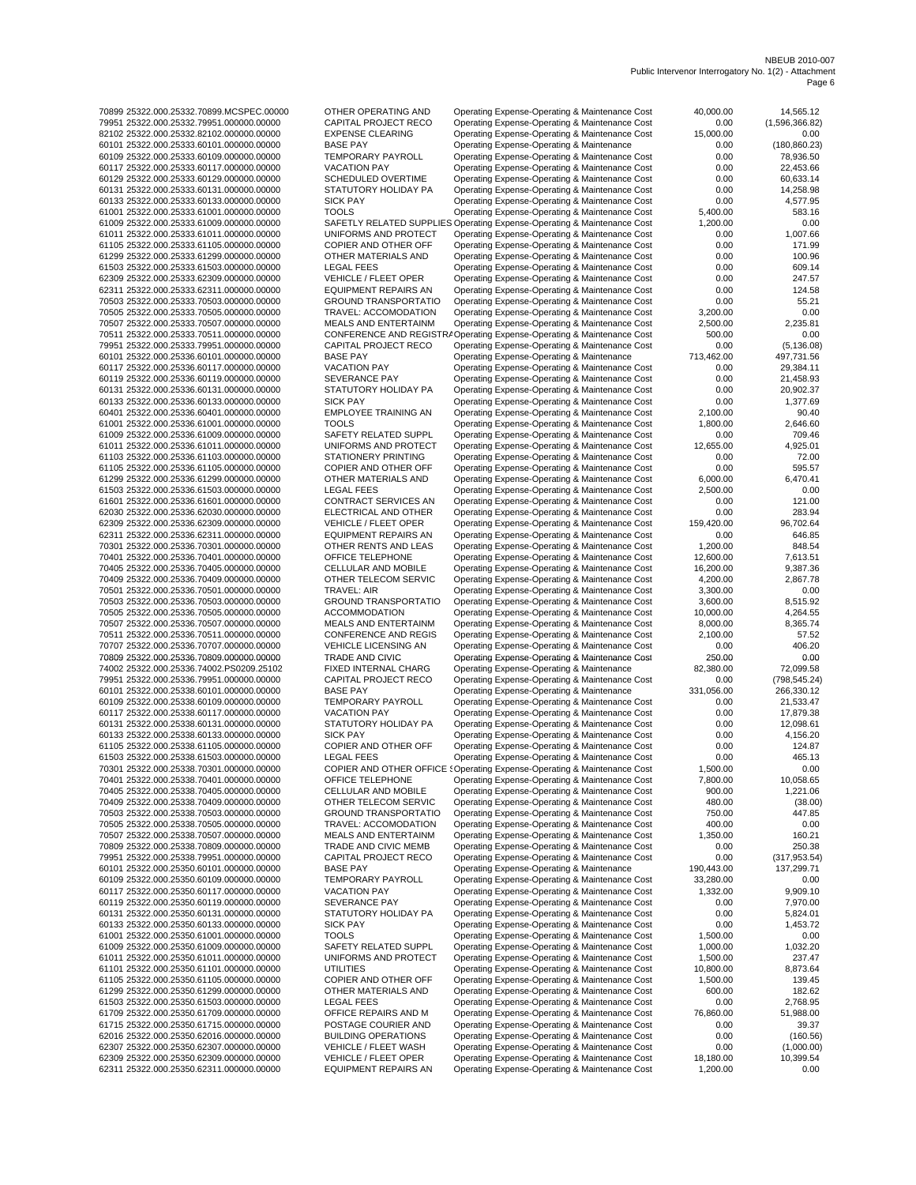NBEUB 2010-007
Public Intervenor Interrogatory No. 1(2) - Attachment

| | | | | |
|---|---|---|---|---|
| 70899 25322.000.25332.70899.MCSPEC.00000 | OTHER OPERATING AND | Operating Expense-Operating & Maintenance Cost | 40,000.00 | 14,565.12 |
| 79951 25322.000.25332.79951.000000.00000 | CAPITAL PROJECT RECO | Operating Expense-Operating & Maintenance Cost | 0.00 | (1,596,366.82) |
| 82102 25322.000.25332.82102.000000.00000 | EXPENSE CLEARING | Operating Expense-Operating & Maintenance Cost | 15,000.00 | 0.00 |
| 60101 25322.000.25333.60101.000000.00000 | BASE PAY | Operating Expense-Operating & Maintenance | 0.00 | (180,860.23) |
| 60109 25322.000.25333.60109.000000.00000 | TEMPORARY PAYROLL | Operating Expense-Operating & Maintenance Cost | 0.00 | 78,936.50 |
| 60117 25322.000.25333.60117.000000.00000 | VACATION PAY | Operating Expense-Operating & Maintenance Cost | 0.00 | 22,453.66 |
| 60129 25322.000.25333.60129.000000.00000 | SCHEDULED OVERTIME | Operating Expense-Operating & Maintenance Cost | 0.00 | 60,633.14 |
| 60131 25322.000.25333.60131.000000.00000 | STATUTORY HOLIDAY PA | Operating Expense-Operating & Maintenance Cost | 0.00 | 14,258.98 |
| 60133 25322.000.25333.60133.000000.00000 | SICK PAY | Operating Expense-Operating & Maintenance Cost | 0.00 | 4,577.95 |
| 61001 25322.000.25333.61001.000000.00000 | TOOLS | Operating Expense-Operating & Maintenance Cost | 5,400.00 | 583.16 |
| 61009 25322.000.25333.61009.000000.00000 | SAFETLY RELATED SUPPLIES | Operating Expense-Operating & Maintenance Cost | 1,200.00 | 0.00 |
| 61011 25322.000.25333.61011.000000.00000 | UNIFORMS AND PROTECT | Operating Expense-Operating & Maintenance Cost | 0.00 | 1,007.66 |
| 61105 25322.000.25333.61105.000000.00000 | COPIER AND OTHER OFF | Operating Expense-Operating & Maintenance Cost | 0.00 | 171.99 |
| 61299 25322.000.25333.61299.000000.00000 | OTHER MATERIALS AND | Operating Expense-Operating & Maintenance Cost | 0.00 | 100.96 |
| 61503 25322.000.25333.61503.000000.00000 | LEGAL FEES | Operating Expense-Operating & Maintenance Cost | 0.00 | 609.14 |
| 62309 25322.000.25333.62309.000000.00000 | VEHICLE / FLEET OPER | Operating Expense-Operating & Maintenance Cost | 0.00 | 247.57 |
| 62311 25322.000.25333.62311.000000.00000 | EQUIPMENT REPAIRS AN | Operating Expense-Operating & Maintenance Cost | 0.00 | 124.58 |
| 70503 25322.000.25333.70503.000000.00000 | GROUND TRANSPORTATIO | Operating Expense-Operating & Maintenance Cost | 0.00 | 55.21 |
| 70505 25322.000.25333.70505.000000.00000 | TRAVEL: ACCOMODATION | Operating Expense-Operating & Maintenance Cost | 3,200.00 | 0.00 |
| 70507 25322.000.25333.70507.000000.00000 | MEALS AND ENTERTAINM | Operating Expense-Operating & Maintenance Cost | 2,500.00 | 2,235.81 |
| 70511 25322.000.25333.70511.000000.00000 | CONFERENCE AND REGISTRA | Operating Expense-Operating & Maintenance Cost | 500.00 | 0.00 |
| 79951 25322.000.25333.79951.000000.00000 | CAPITAL PROJECT RECO | Operating Expense-Operating & Maintenance Cost | 0.00 | (5,136.08) |
| 60101 25322.000.25336.60101.000000.00000 | BASE PAY | Operating Expense-Operating & Maintenance | 713,462.00 | 497,731.56 |
| 60117 25322.000.25336.60117.000000.00000 | VACATION PAY | Operating Expense-Operating & Maintenance Cost | 0.00 | 29,384.11 |
| 60119 25322.000.25336.60119.000000.00000 | SEVERANCE PAY | Operating Expense-Operating & Maintenance Cost | 0.00 | 21,458.93 |
| 60131 25322.000.25336.60131.000000.00000 | STATUTORY HOLIDAY PA | Operating Expense-Operating & Maintenance Cost | 0.00 | 20,902.37 |
| 60133 25322.000.25336.60133.000000.00000 | SICK PAY | Operating Expense-Operating & Maintenance Cost | 0.00 | 1,377.69 |
| 60401 25322.000.25336.60401.000000.00000 | EMPLOYEE TRAINING AN | Operating Expense-Operating & Maintenance Cost | 2,100.00 | 90.40 |
| 61001 25322.000.25336.61001.000000.00000 | TOOLS | Operating Expense-Operating & Maintenance Cost | 1,800.00 | 2,646.60 |
| 61009 25322.000.25336.61009.000000.00000 | SAFETY RELATED SUPPL | Operating Expense-Operating & Maintenance Cost | 0.00 | 709.46 |
| 61011 25322.000.25336.61011.000000.00000 | UNIFORMS AND PROTECT | Operating Expense-Operating & Maintenance Cost | 12,655.00 | 4,925.01 |
| 61103 25322.000.25336.61103.000000.00000 | STATIONERY PRINTING | Operating Expense-Operating & Maintenance Cost | 0.00 | 72.00 |
| 61105 25322.000.25336.61105.000000.00000 | COPIER AND OTHER OFF | Operating Expense-Operating & Maintenance Cost | 0.00 | 595.57 |
| 61299 25322.000.25336.61299.000000.00000 | OTHER MATERIALS AND | Operating Expense-Operating & Maintenance Cost | 6,000.00 | 6,470.41 |
| 61503 25322.000.25336.61503.000000.00000 | LEGAL FEES | Operating Expense-Operating & Maintenance Cost | 2,500.00 | 0.00 |
| 61601 25322.000.25336.61601.000000.00000 | CONTRACT SERVICES AN | Operating Expense-Operating & Maintenance Cost | 0.00 | 121.00 |
| 62030 25322.000.25336.62030.000000.00000 | ELECTRICAL AND OTHER | Operating Expense-Operating & Maintenance Cost | 0.00 | 283.94 |
| 62309 25322.000.25336.62309.000000.00000 | VEHICLE / FLEET OPER | Operating Expense-Operating & Maintenance Cost | 159,420.00 | 96,702.64 |
| 62311 25322.000.25336.62311.000000.00000 | EQUIPMENT REPAIRS AN | Operating Expense-Operating & Maintenance Cost | 0.00 | 646.85 |
| 70301 25322.000.25336.70301.000000.00000 | OTHER RENTS AND LEAS | Operating Expense-Operating & Maintenance Cost | 1,200.00 | 848.54 |
| 70401 25322.000.25336.70401.000000.00000 | OFFICE TELEPHONE | Operating Expense-Operating & Maintenance Cost | 12,600.00 | 7,613.51 |
| 70405 25322.000.25336.70405.000000.00000 | CELLULAR AND MOBILE | Operating Expense-Operating & Maintenance Cost | 16,200.00 | 9,387.36 |
| 70409 25322.000.25336.70409.000000.00000 | OTHER TELECOM SERVIC | Operating Expense-Operating & Maintenance Cost | 4,200.00 | 2,867.78 |
| 70501 25322.000.25336.70501.000000.00000 | TRAVEL: AIR | Operating Expense-Operating & Maintenance Cost | 3,300.00 | 0.00 |
| 70503 25322.000.25336.70503.000000.00000 | GROUND TRANSPORTATIO | Operating Expense-Operating & Maintenance Cost | 3,600.00 | 8,515.92 |
| 70505 25322.000.25336.70505.000000.00000 | ACCOMMODATION | Operating Expense-Operating & Maintenance Cost | 10,000.00 | 4,264.55 |
| 70507 25322.000.25336.70507.000000.00000 | MEALS AND ENTERTAINM | Operating Expense-Operating & Maintenance Cost | 8,000.00 | 8,365.74 |
| 70511 25322.000.25336.70511.000000.00000 | CONFERENCE AND REGIS | Operating Expense-Operating & Maintenance Cost | 2,100.00 | 57.52 |
| 70707 25322.000.25336.70707.000000.00000 | VEHICLE LICENSING AN | Operating Expense-Operating & Maintenance Cost | 0.00 | 406.20 |
| 70809 25322.000.25336.70809.000000.00000 | TRADE AND CIVIC | Operating Expense-Operating & Maintenance Cost | 250.00 | 0.00 |
| 74002 25322.000.25336.74002.PS0209.25102 | FIXED INTERNAL CHARG | Operating Expense-Operating & Maintenance | 82,380.00 | 72,099.58 |
| 79951 25322.000.25336.79951.000000.00000 | CAPITAL PROJECT RECO | Operating Expense-Operating & Maintenance Cost | 0.00 | (798,545.24) |
| 60101 25322.000.25338.60101.000000.00000 | BASE PAY | Operating Expense-Operating & Maintenance | 331,056.00 | 266,330.12 |
| 60109 25322.000.25338.60109.000000.00000 | TEMPORARY PAYROLL | Operating Expense-Operating & Maintenance Cost | 0.00 | 21,533.47 |
| 60117 25322.000.25338.60117.000000.00000 | VACATION PAY | Operating Expense-Operating & Maintenance Cost | 0.00 | 17,879.38 |
| 60131 25322.000.25338.60131.000000.00000 | STATUTORY HOLIDAY PA | Operating Expense-Operating & Maintenance Cost | 0.00 | 12,098.61 |
| 60133 25322.000.25338.60133.000000.00000 | SICK PAY | Operating Expense-Operating & Maintenance Cost | 0.00 | 4,156.20 |
| 61105 25322.000.25338.61105.000000.00000 | COPIER AND OTHER OFF | Operating Expense-Operating & Maintenance Cost | 0.00 | 124.87 |
| 61503 25322.000.25338.61503.000000.00000 | LEGAL FEES | Operating Expense-Operating & Maintenance Cost | 0.00 | 465.13 |
| 70301 25322.000.25338.70301.000000.00000 | COPIER AND OTHER OFFICE S | Operating Expense-Operating & Maintenance Cost | 1,500.00 | 0.00 |
| 70401 25322.000.25338.70401.000000.00000 | OFFICE TELEPHONE | Operating Expense-Operating & Maintenance Cost | 7,800.00 | 10,058.65 |
| 70405 25322.000.25338.70405.000000.00000 | CELLULAR AND MOBILE | Operating Expense-Operating & Maintenance Cost | 900.00 | 1,221.06 |
| 70409 25322.000.25338.70409.000000.00000 | OTHER TELECOM SERVIC | Operating Expense-Operating & Maintenance Cost | 480.00 | (38.00) |
| 70503 25322.000.25338.70503.000000.00000 | GROUND TRANSPORTATIO | Operating Expense-Operating & Maintenance Cost | 750.00 | 447.85 |
| 70505 25322.000.25338.70505.000000.00000 | TRAVEL: ACCOMODATION | Operating Expense-Operating & Maintenance Cost | 400.00 | 0.00 |
| 70507 25322.000.25338.70507.000000.00000 | MEALS AND ENTERTAINM | Operating Expense-Operating & Maintenance Cost | 1,350.00 | 160.21 |
| 70809 25322.000.25338.70809.000000.00000 | TRADE AND CIVIC MEMB | Operating Expense-Operating & Maintenance Cost | 0.00 | 250.38 |
| 79951 25322.000.25338.79951.000000.00000 | CAPITAL PROJECT RECO | Operating Expense-Operating & Maintenance Cost | 0.00 | (317,953.54) |
| 60101 25322.000.25350.60101.000000.00000 | BASE PAY | Operating Expense-Operating & Maintenance | 190,443.00 | 137,299.71 |
| 60109 25322.000.25350.60109.000000.00000 | TEMPORARY PAYROLL | Operating Expense-Operating & Maintenance Cost | 33,280.00 | 0.00 |
| 60117 25322.000.25350.60117.000000.00000 | VACATION PAY | Operating Expense-Operating & Maintenance Cost | 1,332.00 | 9,909.10 |
| 60119 25322.000.25350.60119.000000.00000 | SEVERANCE PAY | Operating Expense-Operating & Maintenance Cost | 0.00 | 7,970.00 |
| 60131 25322.000.25350.60131.000000.00000 | STATUTORY HOLIDAY PA | Operating Expense-Operating & Maintenance Cost | 0.00 | 5,824.01 |
| 60133 25322.000.25350.60133.000000.00000 | SICK PAY | Operating Expense-Operating & Maintenance Cost | 0.00 | 1,453.72 |
| 61001 25322.000.25350.61001.000000.00000 | TOOLS | Operating Expense-Operating & Maintenance Cost | 1,500.00 | 0.00 |
| 61009 25322.000.25350.61009.000000.00000 | SAFETY RELATED SUPPL | Operating Expense-Operating & Maintenance Cost | 1,000.00 | 1,032.20 |
| 61011 25322.000.25350.61011.000000.00000 | UNIFORMS AND PROTECT | Operating Expense-Operating & Maintenance Cost | 1,500.00 | 237.47 |
| 61101 25322.000.25350.61101.000000.00000 | UTILITIES | Operating Expense-Operating & Maintenance Cost | 10,800.00 | 8,873.64 |
| 61105 25322.000.25350.61105.000000.00000 | COPIER AND OTHER OFF | Operating Expense-Operating & Maintenance Cost | 1,500.00 | 139.45 |
| 61299 25322.000.25350.61299.000000.00000 | OTHER MATERIALS AND | Operating Expense-Operating & Maintenance Cost | 600.00 | 182.62 |
| 61503 25322.000.25350.61503.000000.00000 | LEGAL FEES | Operating Expense-Operating & Maintenance Cost | 0.00 | 2,768.95 |
| 61709 25322.000.25350.61709.000000.00000 | OFFICE REPAIRS AND M | Operating Expense-Operating & Maintenance Cost | 76,860.00 | 51,988.00 |
| 61715 25322.000.25350.61715.000000.00000 | POSTAGE COURIER AND | Operating Expense-Operating & Maintenance Cost | 0.00 | 39.37 |
| 62016 25322.000.25350.62016.000000.00000 | BUILDING OPERATIONS | Operating Expense-Operating & Maintenance Cost | 0.00 | (160.56) |
| 62307 25322.000.25350.62307.000000.00000 | VEHICLE / FLEET WASH | Operating Expense-Operating & Maintenance Cost | 0.00 | (1,000.00) |
| 62309 25322.000.25350.62309.000000.00000 | VEHICLE / FLEET OPER | Operating Expense-Operating & Maintenance Cost | 18,180.00 | 10,399.54 |
| 62311 25322.000.25350.62311.000000.00000 | EQUIPMENT REPAIRS AN | Operating Expense-Operating & Maintenance Cost | 1,200.00 | 0.00 |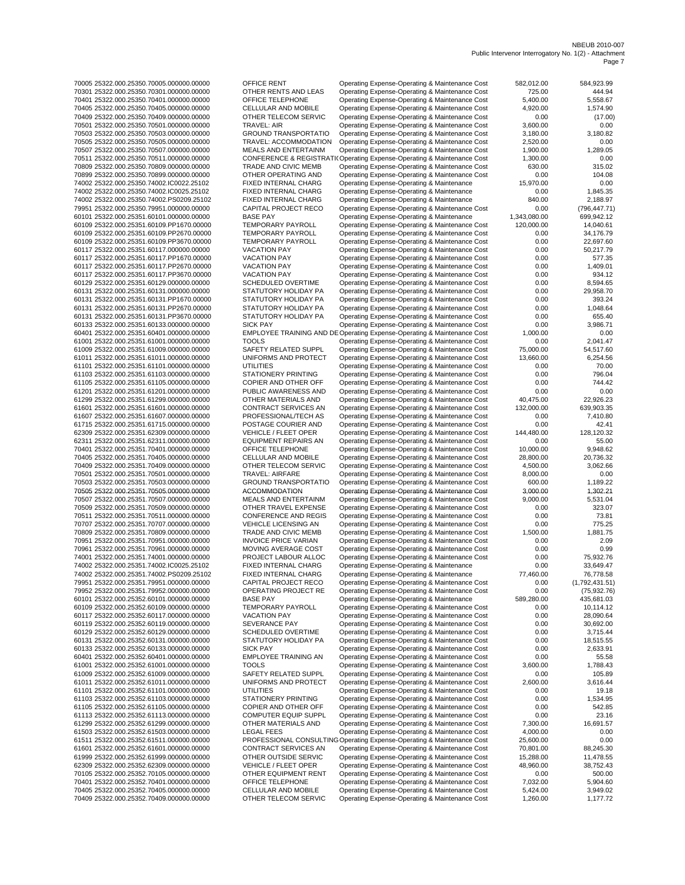| | | | | | |
|---|---|---|---|---|---|
| 70005 | 25322.000.25350.70005.000000.00000 | OFFICE RENT | Operating Expense-Operating & Maintenance Cost | 582,012.00 | 584,923.99 |
| 70301 | 25322.000.25350.70301.000000.00000 | OTHER RENTS AND LEAS | Operating Expense-Operating & Maintenance Cost | 725.00 | 444.94 |
| 70401 | 25322.000.25350.70401.000000.00000 | OFFICE TELEPHONE | Operating Expense-Operating & Maintenance Cost | 5,400.00 | 5,558.67 |
| 70405 | 25322.000.25350.70405.000000.00000 | CELLULAR AND MOBILE | Operating Expense-Operating & Maintenance Cost | 4,920.00 | 1,574.90 |
| 70409 | 25322.000.25350.70409.000000.00000 | OTHER TELECOM SERVIC | Operating Expense-Operating & Maintenance Cost | 0.00 | (17.00) |
| 70501 | 25322.000.25350.70501.000000.00000 | TRAVEL: AIR | Operating Expense-Operating & Maintenance Cost | 3,600.00 | 0.00 |
| 70503 | 25322.000.25350.70503.000000.00000 | GROUND TRANSPORTATIO | Operating Expense-Operating & Maintenance Cost | 3,180.00 | 3,180.82 |
| 70505 | 25322.000.25350.70505.000000.00000 | TRAVEL: ACCOMMODATION | Operating Expense-Operating & Maintenance Cost | 2,520.00 | 0.00 |
| 70507 | 25322.000.25350.70507.000000.00000 | MEALS AND ENTERTAINM | Operating Expense-Operating & Maintenance Cost | 1,900.00 | 1,289.05 |
| 70511 | 25322.000.25350.70511.000000.00000 | CONFERENCE & REGISTRATI( | Operating Expense-Operating & Maintenance Cost | 1,300.00 | 0.00 |
| 70809 | 25322.000.25350.70809.000000.00000 | TRADE AND CIVIC MEMB | Operating Expense-Operating & Maintenance Cost | 630.00 | 315.02 |
| 70899 | 25322.000.25350.70899.000000.00000 | OTHER OPERATING AND | Operating Expense-Operating & Maintenance Cost | 0.00 | 104.08 |
| 74002 | 25322.000.25350.74002.IC0022.25102 | FIXED INTERNAL CHARG | Operating Expense-Operating & Maintenance | 15,970.00 | 0.00 |
| 74002 | 25322.000.25350.74002.IC0025.25102 | FIXED INTERNAL CHARG | Operating Expense-Operating & Maintenance | 0.00 | 1,845.35 |
| 74002 | 25322.000.25350.74002.PS0209.25102 | FIXED INTERNAL CHARG | Operating Expense-Operating & Maintenance | 840.00 | 2,188.97 |
| 79951 | 25322.000.25350.79951.000000.00000 | CAPITAL PROJECT RECO | Operating Expense-Operating & Maintenance Cost | 0.00 | (796,447.71) |
| 60101 | 25322.000.25351.60101.000000.00000 | BASE PAY | Operating Expense-Operating & Maintenance | 1,343,080.00 | 699,942.12 |
| 60109 | 25322.000.25351.60109.PP1670.00000 | TEMPORARY PAYROLL | Operating Expense-Operating & Maintenance Cost | 120,000.00 | 14,040.61 |
| 60109 | 25322.000.25351.60109.PP2670.00000 | TEMPORARY PAYROLL | Operating Expense-Operating & Maintenance Cost | 0.00 | 34,176.79 |
| 60109 | 25322.000.25351.60109.PP3670.00000 | TEMPORARY PAYROLL | Operating Expense-Operating & Maintenance Cost | 0.00 | 22,697.60 |
| 60117 | 25322.000.25351.60117.000000.00000 | VACATION PAY | Operating Expense-Operating & Maintenance Cost | 0.00 | 50,217.79 |
| 60117 | 25322.000.25351.60117.PP1670.00000 | VACATION PAY | Operating Expense-Operating & Maintenance Cost | 0.00 | 577.35 |
| 60117 | 25322.000.25351.60117.PP2670.00000 | VACATION PAY | Operating Expense-Operating & Maintenance Cost | 0.00 | 1,409.01 |
| 60117 | 25322.000.25351.60117.PP3670.00000 | VACATION PAY | Operating Expense-Operating & Maintenance Cost | 0.00 | 934.12 |
| 60129 | 25322.000.25351.60129.000000.00000 | SCHEDULED OVERTIME | Operating Expense-Operating & Maintenance Cost | 0.00 | 8,594.65 |
| 60131 | 25322.000.25351.60131.000000.00000 | STATUTORY HOLIDAY PA | Operating Expense-Operating & Maintenance Cost | 0.00 | 29,958.70 |
| 60131 | 25322.000.25351.60131.PP1670.00000 | STATUTORY HOLIDAY PA | Operating Expense-Operating & Maintenance Cost | 0.00 | 393.24 |
| 60131 | 25322.000.25351.60131.PP2670.00000 | STATUTORY HOLIDAY PA | Operating Expense-Operating & Maintenance Cost | 0.00 | 1,048.64 |
| 60131 | 25322.000.25351.60131.PP3670.00000 | STATUTORY HOLIDAY PA | Operating Expense-Operating & Maintenance Cost | 0.00 | 655.40 |
| 60133 | 25322.000.25351.60133.000000.00000 | SICK PAY | Operating Expense-Operating & Maintenance Cost | 0.00 | 3,986.71 |
| 60401 | 25322.000.25351.60401.000000.00000 | EMPLOYEE TRAINING AND DE | Operating Expense-Operating & Maintenance Cost | 1,000.00 | 0.00 |
| 61001 | 25322.000.25351.61001.000000.00000 | TOOLS | Operating Expense-Operating & Maintenance Cost | 0.00 | 2,041.47 |
| 61009 | 25322.000.25351.61009.000000.00000 | SAFETY RELATED SUPPL | Operating Expense-Operating & Maintenance Cost | 75,000.00 | 54,517.60 |
| 61011 | 25322.000.25351.61011.000000.00000 | UNIFORMS AND PROTECT | Operating Expense-Operating & Maintenance Cost | 13,660.00 | 6,254.56 |
| 61101 | 25322.000.25351.61101.000000.00000 | UTILITIES | Operating Expense-Operating & Maintenance Cost | 0.00 | 70.00 |
| 61103 | 25322.000.25351.61103.000000.00000 | STATIONERY PRINTING | Operating Expense-Operating & Maintenance Cost | 0.00 | 796.04 |
| 61105 | 25322.000.25351.61105.000000.00000 | COPIER AND OTHER OFF | Operating Expense-Operating & Maintenance Cost | 0.00 | 744.42 |
| 61201 | 25322.000.25351.61201.000000.00000 | PUBLIC AWARENESS AND | Operating Expense-Operating & Maintenance Cost | 0.00 | 0.00 |
| 61299 | 25322.000.25351.61299.000000.00000 | OTHER MATERIALS AND | Operating Expense-Operating & Maintenance Cost | 40,475.00 | 22,926.23 |
| 61601 | 25322.000.25351.61601.000000.00000 | CONTRACT SERVICES AN | Operating Expense-Operating & Maintenance Cost | 132,000.00 | 639,903.35 |
| 61607 | 25322.000.25351.61607.000000.00000 | PROFESSIONAL/TECH AS | Operating Expense-Operating & Maintenance Cost | 0.00 | 7,410.80 |
| 61715 | 25322.000.25351.61715.000000.00000 | POSTAGE COURIER AND | Operating Expense-Operating & Maintenance Cost | 0.00 | 42.41 |
| 62309 | 25322.000.25351.62309.000000.00000 | VEHICLE / FLEET OPER | Operating Expense-Operating & Maintenance Cost | 144,480.00 | 128,120.32 |
| 62311 | 25322.000.25351.62311.000000.00000 | EQUIPMENT REPAIRS AN | Operating Expense-Operating & Maintenance Cost | 0.00 | 55.00 |
| 70401 | 25322.000.25351.70401.000000.00000 | OFFICE TELEPHONE | Operating Expense-Operating & Maintenance Cost | 10,000.00 | 9,948.62 |
| 70405 | 25322.000.25351.70405.000000.00000 | CELLULAR AND MOBILE | Operating Expense-Operating & Maintenance Cost | 28,800.00 | 20,736.32 |
| 70409 | 25322.000.25351.70409.000000.00000 | OTHER TELECOM SERVIC | Operating Expense-Operating & Maintenance Cost | 4,500.00 | 3,062.66 |
| 70501 | 25322.000.25351.70501.000000.00000 | TRAVEL: AIRFARE | Operating Expense-Operating & Maintenance Cost | 8,000.00 | 0.00 |
| 70503 | 25322.000.25351.70503.000000.00000 | GROUND TRANSPORTATIO | Operating Expense-Operating & Maintenance Cost | 600.00 | 1,189.22 |
| 70505 | 25322.000.25351.70505.000000.00000 | ACCOMMODATION | Operating Expense-Operating & Maintenance Cost | 3,000.00 | 1,302.21 |
| 70507 | 25322.000.25351.70507.000000.00000 | MEALS AND ENTERTAINM | Operating Expense-Operating & Maintenance Cost | 9,000.00 | 5,531.04 |
| 70509 | 25322.000.25351.70509.000000.00000 | OTHER TRAVEL EXPENSE | Operating Expense-Operating & Maintenance Cost | 0.00 | 323.07 |
| 70511 | 25322.000.25351.70511.000000.00000 | CONFERENCE AND REGIS | Operating Expense-Operating & Maintenance Cost | 0.00 | 73.81 |
| 70707 | 25322.000.25351.70707.000000.00000 | VEHICLE LICENSING AN | Operating Expense-Operating & Maintenance Cost | 0.00 | 775.25 |
| 70809 | 25322.000.25351.70809.000000.00000 | TRADE AND CIVIC MEMB | Operating Expense-Operating & Maintenance Cost | 1,500.00 | 1,881.75 |
| 70951 | 25322.000.25351.70951.000000.00000 | INVOICE PRICE VARIAN | Operating Expense-Operating & Maintenance Cost | 0.00 | 2.09 |
| 70961 | 25322.000.25351.70961.000000.00000 | MOVING AVERAGE COST | Operating Expense-Operating & Maintenance Cost | 0.00 | 0.99 |
| 74001 | 25322.000.25351.74001.000000.00000 | PROJECT LABOUR ALLOC | Operating Expense-Operating & Maintenance Cost | 0.00 | 75,932.76 |
| 74002 | 25322.000.25351.74002.IC0025.25102 | FIXED INTERNAL CHARG | Operating Expense-Operating & Maintenance | 0.00 | 33,649.47 |
| 74002 | 25322.000.25351.74002.PS0209.25102 | FIXED INTERNAL CHARG | Operating Expense-Operating & Maintenance | 77,460.00 | 76,778.58 |
| 79951 | 25322.000.25351.79951.000000.00000 | CAPITAL PROJECT RECO | Operating Expense-Operating & Maintenance Cost | 0.00 | (1,792,431.51) |
| 79952 | 25322.000.25351.79952.000000.00000 | OPERATING PROJECT RE | Operating Expense-Operating & Maintenance Cost | 0.00 | (75,932.76) |
| 60101 | 25322.000.25352.60101.000000.00000 | BASE PAY | Operating Expense-Operating & Maintenance | 589,280.00 | 435,681.03 |
| 60109 | 25322.000.25352.60109.000000.00000 | TEMPORARY PAYROLL | Operating Expense-Operating & Maintenance Cost | 0.00 | 10,114.12 |
| 60117 | 25322.000.25352.60117.000000.00000 | VACATION PAY | Operating Expense-Operating & Maintenance Cost | 0.00 | 28,090.64 |
| 60119 | 25322.000.25352.60119.000000.00000 | SEVERANCE PAY | Operating Expense-Operating & Maintenance Cost | 0.00 | 30,692.00 |
| 60129 | 25322.000.25352.60129.000000.00000 | SCHEDULED OVERTIME | Operating Expense-Operating & Maintenance Cost | 0.00 | 3,715.44 |
| 60131 | 25322.000.25352.60131.000000.00000 | STATUTORY HOLIDAY PA | Operating Expense-Operating & Maintenance Cost | 0.00 | 18,515.55 |
| 60133 | 25322.000.25352.60133.000000.00000 | SICK PAY | Operating Expense-Operating & Maintenance Cost | 0.00 | 2,633.91 |
| 60401 | 25322.000.25352.60401.000000.00000 | EMPLOYEE TRAINING AN | Operating Expense-Operating & Maintenance Cost | 0.00 | 55.58 |
| 61001 | 25322.000.25352.61001.000000.00000 | TOOLS | Operating Expense-Operating & Maintenance Cost | 3,600.00 | 1,788.43 |
| 61009 | 25322.000.25352.61009.000000.00000 | SAFETY RELATED SUPPL | Operating Expense-Operating & Maintenance Cost | 0.00 | 105.89 |
| 61011 | 25322.000.25352.61011.000000.00000 | UNIFORMS AND PROTECT | Operating Expense-Operating & Maintenance Cost | 2,600.00 | 3,616.44 |
| 61101 | 25322.000.25352.61101.000000.00000 | UTILITIES | Operating Expense-Operating & Maintenance Cost | 0.00 | 19.18 |
| 61103 | 25322.000.25352.61103.000000.00000 | STATIONERY PRINTING | Operating Expense-Operating & Maintenance Cost | 0.00 | 1,534.95 |
| 61105 | 25322.000.25352.61105.000000.00000 | COPIER AND OTHER OFF | Operating Expense-Operating & Maintenance Cost | 0.00 | 542.85 |
| 61113 | 25322.000.25352.61113.000000.00000 | COMPUTER EQUIP SUPPL | Operating Expense-Operating & Maintenance Cost | 0.00 | 23.16 |
| 61299 | 25322.000.25352.61299.000000.00000 | OTHER MATERIALS AND | Operating Expense-Operating & Maintenance Cost | 7,300.00 | 16,691.57 |
| 61503 | 25322.000.25352.61503.000000.00000 | LEGAL FEES | Operating Expense-Operating & Maintenance Cost | 4,000.00 | 0.00 |
| 61511 | 25322.000.25352.61511.000000.00000 | PROFESSIONAL CONSULTING | Operating Expense-Operating & Maintenance Cost | 25,600.00 | 0.00 |
| 61601 | 25322.000.25352.61601.000000.00000 | CONTRACT SERVICES AN | Operating Expense-Operating & Maintenance Cost | 70,801.00 | 88,245.30 |
| 61999 | 25322.000.25352.61999.000000.00000 | OTHER OUTSIDE SERVIC | Operating Expense-Operating & Maintenance Cost | 15,288.00 | 11,478.55 |
| 62309 | 25322.000.25352.62309.000000.00000 | VEHICLE / FLEET OPER | Operating Expense-Operating & Maintenance Cost | 48,960.00 | 38,752.43 |
| 70105 | 25322.000.25352.70105.000000.00000 | OTHER EQUIPMENT RENT | Operating Expense-Operating & Maintenance Cost | 0.00 | 500.00 |
| 70401 | 25322.000.25352.70401.000000.00000 | OFFICE TELEPHONE | Operating Expense-Operating & Maintenance Cost | 7,032.00 | 5,904.60 |
| 70405 | 25322.000.25352.70405.000000.00000 | CELLULAR AND MOBILE | Operating Expense-Operating & Maintenance Cost | 5,424.00 | 3,949.02 |
| 70409 | 25322.000.25352.70409.000000.00000 | OTHER TELECOM SERVIC | Operating Expense-Operating & Maintenance Cost | 1,260.00 | 1,177.72 |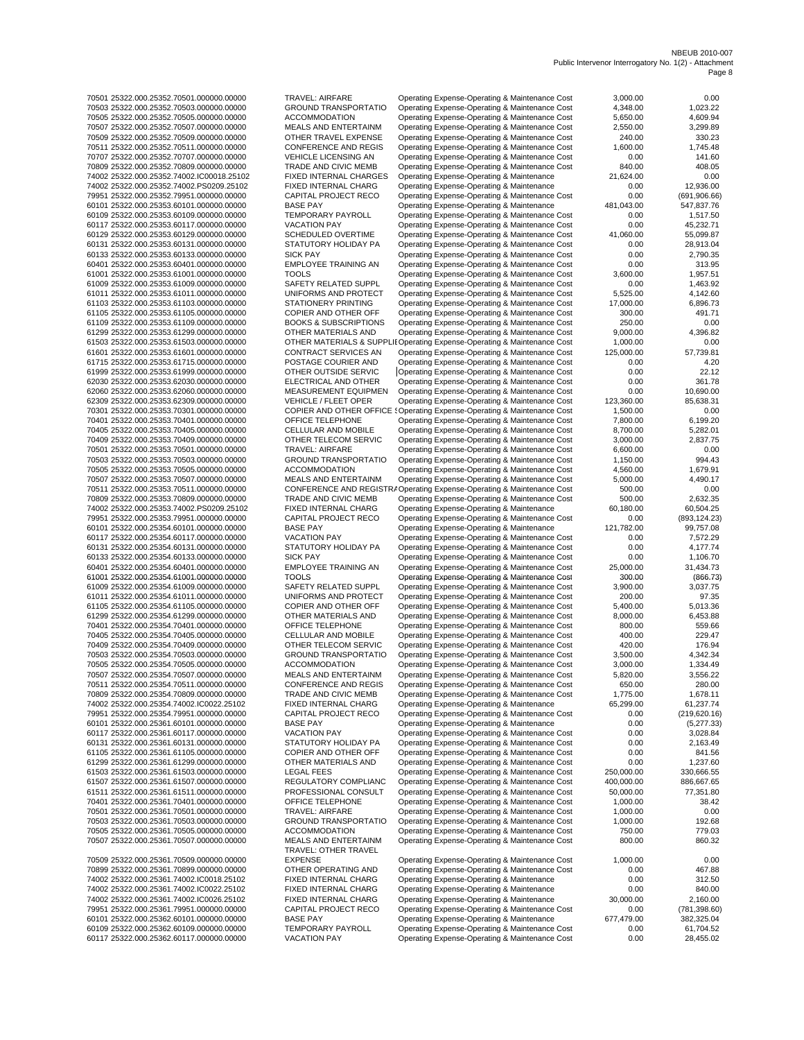| | | | | |
|---|---|---|---|---|
| 70501 25322.000.25352.70501.000000.00000 | TRAVEL: AIRFARE | Operating Expense-Operating & Maintenance Cost | 3,000.00 | 0.00 |
| 70503 25322.000.25352.70503.000000.00000 | GROUND TRANSPORTATIO | Operating Expense-Operating & Maintenance Cost | 4,348.00 | 1,023.22 |
| 70505 25322.000.25352.70505.000000.00000 | ACCOMMODATION | Operating Expense-Operating & Maintenance Cost | 5,650.00 | 4,609.94 |
| 70507 25322.000.25352.70507.000000.00000 | MEALS AND ENTERTAINM | Operating Expense-Operating & Maintenance Cost | 2,550.00 | 3,299.89 |
| 70509 25322.000.25352.70509.000000.00000 | OTHER TRAVEL EXPENSE | Operating Expense-Operating & Maintenance Cost | 240.00 | 330.23 |
| 70511 25322.000.25352.70511.000000.00000 | CONFERENCE AND REGIS | Operating Expense-Operating & Maintenance Cost | 1,600.00 | 1,745.48 |
| 70707 25322.000.25352.70707.000000.00000 | VEHICLE LICENSING AN | Operating Expense-Operating & Maintenance Cost | 0.00 | 141.60 |
| 70809 25322.000.25352.70809.000000.00000 | TRADE AND CIVIC MEMB | Operating Expense-Operating & Maintenance Cost | 840.00 | 408.05 |
| 74002 25322.000.25352.74002.IC00018.25102 | FIXED INTERNAL CHARGES | Operating Expense-Operating & Maintenance | 21,624.00 | 0.00 |
| 74002 25322.000.25352.74002.PS0209.25102 | FIXED INTERNAL CHARG | Operating Expense-Operating & Maintenance | 0.00 | 12,936.00 |
| 79951 25322.000.25352.79951.000000.00000 | CAPITAL PROJECT RECO | Operating Expense-Operating & Maintenance Cost | 0.00 | (691,906.66) |
| 60101 25322.000.25353.60101.000000.00000 | BASE PAY | Operating Expense-Operating & Maintenance | 481,043.00 | 547,837.76 |
| 60109 25322.000.25353.60109.000000.00000 | TEMPORARY PAYROLL | Operating Expense-Operating & Maintenance Cost | 0.00 | 1,517.50 |
| 60117 25322.000.25353.60117.000000.00000 | VACATION PAY | Operating Expense-Operating & Maintenance Cost | 0.00 | 45,232.71 |
| 60129 25322.000.25353.60129.000000.00000 | SCHEDULED OVERTIME | Operating Expense-Operating & Maintenance Cost | 41,060.00 | 55,099.87 |
| 60131 25322.000.25353.60131.000000.00000 | STATUTORY HOLIDAY PA | Operating Expense-Operating & Maintenance Cost | 0.00 | 28,913.04 |
| 60133 25322.000.25353.60133.000000.00000 | SICK PAY | Operating Expense-Operating & Maintenance Cost | 0.00 | 2,790.35 |
| 60401 25322.000.25353.60401.000000.00000 | EMPLOYEE TRAINING AN | Operating Expense-Operating & Maintenance Cost | 0.00 | 313.95 |
| 61001 25322.000.25353.61001.000000.00000 | TOOLS | Operating Expense-Operating & Maintenance Cost | 3,600.00 | 1,957.51 |
| 61009 25322.000.25353.61009.000000.00000 | SAFETY RELATED SUPPL | Operating Expense-Operating & Maintenance Cost | 0.00 | 1,463.92 |
| 61011 25322.000.25353.61011.000000.00000 | UNIFORMS AND PROTECT | Operating Expense-Operating & Maintenance Cost | 5,525.00 | 4,142.60 |
| 61103 25322.000.25353.61103.000000.00000 | STATIONERY PRINTING | Operating Expense-Operating & Maintenance Cost | 17,000.00 | 6,896.73 |
| 61105 25322.000.25353.61105.000000.00000 | COPIER AND OTHER OFF | Operating Expense-Operating & Maintenance Cost | 300.00 | 491.71 |
| 61109 25322.000.25353.61109.000000.00000 | BOOKS & SUBSCRIPTIONS | Operating Expense-Operating & Maintenance Cost | 250.00 | 0.00 |
| 61299 25322.000.25353.61299.000000.00000 | OTHER MATERIALS AND | Operating Expense-Operating & Maintenance Cost | 9,000.00 | 4,396.82 |
| 61503 25322.000.25353.61503.000000.00000 | OTHER MATERIALS & SUPPLIE | Operating Expense-Operating & Maintenance Cost | 1,000.00 | 0.00 |
| 61601 25322.000.25353.61601.000000.00000 | CONTRACT SERVICES AN | Operating Expense-Operating & Maintenance Cost | 125,000.00 | 57,739.81 |
| 61715 25322.000.25353.61715.000000.00000 | POSTAGE COURIER AND | Operating Expense-Operating & Maintenance Cost | 0.00 | 4.20 |
| 61999 25322.000.25353.61999.000000.00000 | OTHER OUTSIDE SERVIC | Operating Expense-Operating & Maintenance Cost | 0.00 | 22.12 |
| 62030 25322.000.25353.62030.000000.00000 | ELECTRICAL AND OTHER | Operating Expense-Operating & Maintenance Cost | 0.00 | 361.78 |
| 62060 25322.000.25353.62060.000000.00000 | MEASUREMENT EQUIPMEN | Operating Expense-Operating & Maintenance Cost | 0.00 | 10,690.00 |
| 62309 25322.000.25353.62309.000000.00000 | VEHICLE / FLEET OPER | Operating Expense-Operating & Maintenance Cost | 123,360.00 | 85,638.31 |
| 70301 25322.000.25353.70301.000000.00000 | COPIER AND OTHER OFFICE S | Operating Expense-Operating & Maintenance Cost | 1,500.00 | 0.00 |
| 70401 25322.000.25353.70401.000000.00000 | OFFICE TELEPHONE | Operating Expense-Operating & Maintenance Cost | 7,800.00 | 6,199.20 |
| 70405 25322.000.25353.70405.000000.00000 | CELLULAR AND MOBILE | Operating Expense-Operating & Maintenance Cost | 8,700.00 | 5,282.01 |
| 70409 25322.000.25353.70409.000000.00000 | OTHER TELECOM SERVIC | Operating Expense-Operating & Maintenance Cost | 3,000.00 | 2,837.75 |
| 70501 25322.000.25353.70501.000000.00000 | TRAVEL: AIRFARE | Operating Expense-Operating & Maintenance Cost | 6,600.00 | 0.00 |
| 70503 25322.000.25353.70503.000000.00000 | GROUND TRANSPORTATIO | Operating Expense-Operating & Maintenance Cost | 1,150.00 | 994.43 |
| 70505 25322.000.25353.70505.000000.00000 | ACCOMMODATION | Operating Expense-Operating & Maintenance Cost | 4,560.00 | 1,679.91 |
| 70507 25322.000.25353.70507.000000.00000 | MEALS AND ENTERTAINM | Operating Expense-Operating & Maintenance Cost | 5,000.00 | 4,490.17 |
| 70511 25322.000.25353.70511.000000.00000 | CONFERENCE AND REGISTRA | Operating Expense-Operating & Maintenance Cost | 500.00 | 0.00 |
| 70809 25322.000.25353.70809.000000.00000 | TRADE AND CIVIC MEMB | Operating Expense-Operating & Maintenance Cost | 500.00 | 2,632.35 |
| 74002 25322.000.25353.74002.PS0209.25102 | FIXED INTERNAL CHARG | Operating Expense-Operating & Maintenance | 60,180.00 | 60,504.25 |
| 79951 25322.000.25353.79951.000000.00000 | CAPITAL PROJECT RECO | Operating Expense-Operating & Maintenance Cost | 0.00 | (893,124.23) |
| 60101 25322.000.25354.60101.000000.00000 | BASE PAY | Operating Expense-Operating & Maintenance | 121,782.00 | 99,757.08 |
| 60117 25322.000.25354.60117.000000.00000 | VACATION PAY | Operating Expense-Operating & Maintenance Cost | 0.00 | 7,572.29 |
| 60131 25322.000.25354.60131.000000.00000 | STATUTORY HOLIDAY PA | Operating Expense-Operating & Maintenance Cost | 0.00 | 4,177.74 |
| 60133 25322.000.25354.60133.000000.00000 | SICK PAY | Operating Expense-Operating & Maintenance Cost | 0.00 | 1,106.70 |
| 60401 25322.000.25354.60401.000000.00000 | EMPLOYEE TRAINING AN | Operating Expense-Operating & Maintenance Cost | 25,000.00 | 31,434.73 |
| 61001 25322.000.25354.61001.000000.00000 | TOOLS | Operating Expense-Operating & Maintenance Cost | 300.00 | (866.73) |
| 61009 25322.000.25354.61009.000000.00000 | SAFETY RELATED SUPPL | Operating Expense-Operating & Maintenance Cost | 3,900.00 | 3,037.75 |
| 61011 25322.000.25354.61011.000000.00000 | UNIFORMS AND PROTECT | Operating Expense-Operating & Maintenance Cost | 200.00 | 97.35 |
| 61105 25322.000.25354.61105.000000.00000 | COPIER AND OTHER OFF | Operating Expense-Operating & Maintenance Cost | 5,400.00 | 5,013.36 |
| 61299 25322.000.25354.61299.000000.00000 | OTHER MATERIALS AND | Operating Expense-Operating & Maintenance Cost | 8,000.00 | 6,453.88 |
| 70401 25322.000.25354.70401.000000.00000 | OFFICE TELEPHONE | Operating Expense-Operating & Maintenance Cost | 800.00 | 559.66 |
| 70405 25322.000.25354.70405.000000.00000 | CELLULAR AND MOBILE | Operating Expense-Operating & Maintenance Cost | 400.00 | 229.47 |
| 70409 25322.000.25354.70409.000000.00000 | OTHER TELECOM SERVIC | Operating Expense-Operating & Maintenance Cost | 420.00 | 176.94 |
| 70503 25322.000.25354.70503.000000.00000 | GROUND TRANSPORTATIO | Operating Expense-Operating & Maintenance Cost | 3,500.00 | 4,342.34 |
| 70505 25322.000.25354.70505.000000.00000 | ACCOMMODATION | Operating Expense-Operating & Maintenance Cost | 3,000.00 | 1,334.49 |
| 70507 25322.000.25354.70507.000000.00000 | MEALS AND ENTERTAINM | Operating Expense-Operating & Maintenance Cost | 5,820.00 | 3,556.22 |
| 70511 25322.000.25354.70511.000000.00000 | CONFERENCE AND REGIS | Operating Expense-Operating & Maintenance Cost | 650.00 | 280.00 |
| 70809 25322.000.25354.70809.000000.00000 | TRADE AND CIVIC MEMB | Operating Expense-Operating & Maintenance Cost | 1,775.00 | 1,678.11 |
| 74002 25322.000.25354.74002.IC0022.25102 | FIXED INTERNAL CHARG | Operating Expense-Operating & Maintenance | 65,299.00 | 61,237.74 |
| 79951 25322.000.25354.79951.000000.00000 | CAPITAL PROJECT RECO | Operating Expense-Operating & Maintenance Cost | 0.00 | (219,620.16) |
| 60101 25322.000.25361.60101.000000.00000 | BASE PAY | Operating Expense-Operating & Maintenance | 0.00 | (5,277.33) |
| 60117 25322.000.25361.60117.000000.00000 | VACATION PAY | Operating Expense-Operating & Maintenance Cost | 0.00 | 3,028.84 |
| 60131 25322.000.25361.60131.000000.00000 | STATUTORY HOLIDAY PA | Operating Expense-Operating & Maintenance Cost | 0.00 | 2,163.49 |
| 61105 25322.000.25361.61105.000000.00000 | COPIER AND OTHER OFF | Operating Expense-Operating & Maintenance Cost | 0.00 | 841.56 |
| 61299 25322.000.25361.61299.000000.00000 | OTHER MATERIALS AND | Operating Expense-Operating & Maintenance Cost | 0.00 | 1,237.60 |
| 61503 25322.000.25361.61503.000000.00000 | LEGAL FEES | Operating Expense-Operating & Maintenance Cost | 250,000.00 | 330,666.55 |
| 61507 25322.000.25361.61507.000000.00000 | REGULATORY COMPLIANC | Operating Expense-Operating & Maintenance Cost | 400,000.00 | 886,667.65 |
| 61511 25322.000.25361.61511.000000.00000 | PROFESSIONAL CONSULT | Operating Expense-Operating & Maintenance Cost | 50,000.00 | 77,351.80 |
| 70401 25322.000.25361.70401.000000.00000 | OFFICE TELEPHONE | Operating Expense-Operating & Maintenance Cost | 1,000.00 | 38.42 |
| 70501 25322.000.25361.70501.000000.00000 | TRAVEL: AIRFARE | Operating Expense-Operating & Maintenance Cost | 1,000.00 | 0.00 |
| 70503 25322.000.25361.70503.000000.00000 | GROUND TRANSPORTATIO | Operating Expense-Operating & Maintenance Cost | 1,000.00 | 192.68 |
| 70505 25322.000.25361.70505.000000.00000 | ACCOMMODATION | Operating Expense-Operating & Maintenance Cost | 750.00 | 779.03 |
| 70507 25322.000.25361.70507.000000.00000 | MEALS AND ENTERTAINM | Operating Expense-Operating & Maintenance Cost | 800.00 | 860.32 |
| 70509 25322.000.25361.70509.000000.00000 | TRAVEL: OTHER TRAVEL EXPENSE | Operating Expense-Operating & Maintenance Cost | 1,000.00 | 0.00 |
| 70899 25322.000.25361.70899.000000.00000 | OTHER OPERATING AND | Operating Expense-Operating & Maintenance Cost | 0.00 | 467.88 |
| 74002 25322.000.25361.74002.IC0018.25102 | FIXED INTERNAL CHARG | Operating Expense-Operating & Maintenance | 0.00 | 312.50 |
| 74002 25322.000.25361.74002.IC0022.25102 | FIXED INTERNAL CHARG | Operating Expense-Operating & Maintenance | 0.00 | 840.00 |
| 74002 25322.000.25361.74002.IC0026.25102 | FIXED INTERNAL CHARG | Operating Expense-Operating & Maintenance | 30,000.00 | 2,160.00 |
| 79951 25322.000.25361.79951.000000.00000 | CAPITAL PROJECT RECO | Operating Expense-Operating & Maintenance Cost | 0.00 | (781,398.60) |
| 60101 25322.000.25362.60101.000000.00000 | BASE PAY | Operating Expense-Operating & Maintenance | 677,479.00 | 382,325.04 |
| 60109 25322.000.25362.60109.000000.00000 | TEMPORARY PAYROLL | Operating Expense-Operating & Maintenance Cost | 0.00 | 61,704.52 |
| 60117 25322.000.25362.60117.000000.00000 | VACATION PAY | Operating Expense-Operating & Maintenance Cost | 0.00 | 28,455.02 |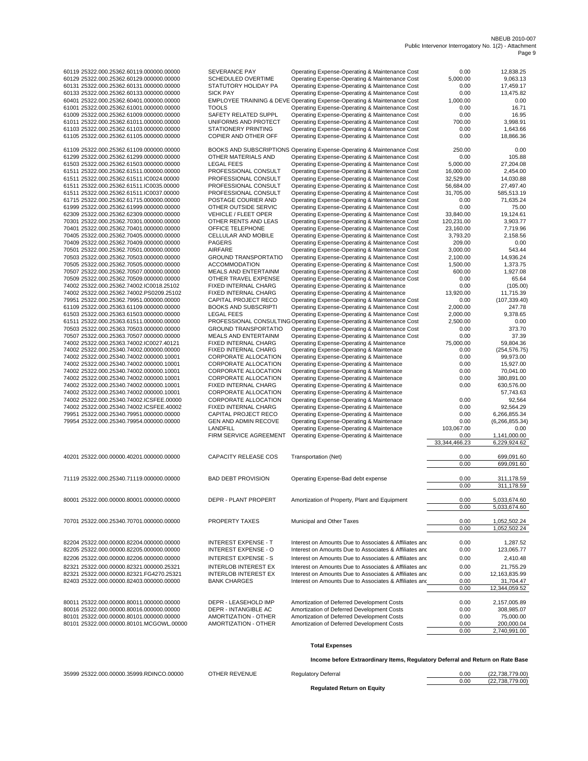| Account | Description | Category | Budget | Actual |
|---|---|---|---|---|
| 60119 25322.000.25362.60119.000000.00000 | SEVERANCE PAY | Operating Expense-Operating & Maintenance Cost | 0.00 | 12,838.25 |
| 60129 25322.000.25362.60129.000000.00000 | SCHEDULED OVERTIME | Operating Expense-Operating & Maintenance Cost | 5,000.00 | 9,063.13 |
| 60131 25322.000.25362.60131.000000.00000 | STATUTORY HOLIDAY PA | Operating Expense-Operating & Maintenance Cost | 0.00 | 17,459.17 |
| 60133 25322.000.25362.60133.000000.00000 | SICK PAY | Operating Expense-Operating & Maintenance Cost | 0.00 | 13,475.82 |
| 60401 25322.000.25362.60401.000000.00000 | EMPLOYEE TRAINING & DEVE | Operating Expense-Operating & Maintenance Cost | 1,000.00 | 0.00 |
| 61001 25322.000.25362.61001.000000.00000 | TOOLS | Operating Expense-Operating & Maintenance Cost | 0.00 | 16.71 |
| 61009 25322.000.25362.61009.000000.00000 | SAFETY RELATED SUPPL | Operating Expense-Operating & Maintenance Cost | 0.00 | 16.95 |
| 61011 25322.000.25362.61011.000000.00000 | UNIFORMS AND PROTECT | Operating Expense-Operating & Maintenance Cost | 700.00 | 3,998.91 |
| 61103 25322.000.25362.61103.000000.00000 | STATIONERY PRINTING | Operating Expense-Operating & Maintenance Cost | 0.00 | 1,643.66 |
| 61105 25322.000.25362.61105.000000.00000 | COPIER AND OTHER OFF | Operating Expense-Operating & Maintenance Cost | 0.00 | 18,866.36 |
| 61109 25322.000.25362.61109.000000.00000 | BOOKS AND SUBSCRIPTIONS | Operating Expense-Operating & Maintenance Cost | 250.00 | 0.00 |
| 61299 25322.000.25362.61299.000000.00000 | OTHER MATERIALS AND | Operating Expense-Operating & Maintenance Cost | 0.00 | 105.88 |
| 61503 25322.000.25362.61503.000000.00000 | LEGAL FEES | Operating Expense-Operating & Maintenance Cost | 5,000.00 | 27,204.08 |
| 61511 25322.000.25362.61511.000000.00000 | PROFESSIONAL CONSULT | Operating Expense-Operating & Maintenance Cost | 16,000.00 | 2,454.00 |
| 61511 25322.000.25362.61511.IC0024.00000 | PROFESSIONAL CONSULT | Operating Expense-Operating & Maintenance Cost | 32,529.00 | 14,030.88 |
| 61511 25322.000.25362.61511.IC0035.00000 | PROFESSIONAL CONSULT | Operating Expense-Operating & Maintenance Cost | 56,684.00 | 27,497.40 |
| 61511 25322.000.25362.61511.IC0037.00000 | PROFESSIONAL CONSULT | Operating Expense-Operating & Maintenance Cost | 31,705.00 | 585,513.19 |
| 61715 25322.000.25362.61715.000000.00000 | POSTAGE COURIER AND | Operating Expense-Operating & Maintenance Cost | 0.00 | 71,635.24 |
| 61999 25322.000.25362.61999.000000.00000 | OTHER OUTSIDE SERVIC | Operating Expense-Operating & Maintenance Cost | 0.00 | 75.00 |
| 62309 25322.000.25362.62309.000000.00000 | VEHICLE / FLEET OPER | Operating Expense-Operating & Maintenance Cost | 33,840.00 | 19,124.61 |
| 70301 25322.000.25362.70301.000000.00000 | OTHER RENTS AND LEAS | Operating Expense-Operating & Maintenance Cost | 120,231.00 | 3,903.77 |
| 70401 25322.000.25362.70401.000000.00000 | OFFICE TELEPHONE | Operating Expense-Operating & Maintenance Cost | 23,160.00 | 7,719.96 |
| 70405 25322.000.25362.70405.000000.00000 | CELLULAR AND MOBILE | Operating Expense-Operating & Maintenance Cost | 3,793.20 | 2,158.56 |
| 70409 25322.000.25362.70409.000000.00000 | PAGERS | Operating Expense-Operating & Maintenance Cost | 209.00 | 0.00 |
| 70501 25322.000.25362.70501.000000.00000 | AIRFARE | Operating Expense-Operating & Maintenance Cost | 3,000.00 | 543.44 |
| 70503 25322.000.25362.70503.000000.00000 | GROUND TRANSPORTATIO | Operating Expense-Operating & Maintenance Cost | 2,100.00 | 14,936.24 |
| 70505 25322.000.25362.70505.000000.00000 | ACCOMMODATION | Operating Expense-Operating & Maintenance Cost | 1,500.00 | 1,373.75 |
| 70507 25322.000.25362.70507.000000.00000 | MEALS AND ENTERTAINM | Operating Expense-Operating & Maintenance Cost | 600.00 | 1,927.08 |
| 70509 25322.000.25362.70509.000000.00000 | OTHER TRAVEL EXPENSE | Operating Expense-Operating & Maintenance Cost | 0.00 | 65.64 |
| 74002 25322.000.25362.74002.IC0018.25102 | FIXED INTERNAL CHARG | Operating Expense-Operating & Maintenance | 0.00 | (105.00) |
| 74002 25322.000.25362.74002.PS0209.25102 | FIXED INTERNAL CHARG | Operating Expense-Operating & Maintenance | 13,920.00 | 11,715.39 |
| 79951 25322.000.25362.79951.000000.00000 | CAPITAL PROJECT RECO | Operating Expense-Operating & Maintenance Cost | 0.00 | (107,339.40) |
| 61109 25322.000.25363.61109.000000.00000 | BOOKS AND SUBSCRIPTI | Operating Expense-Operating & Maintenance Cost | 2,000.00 | 247.78 |
| 61503 25322.000.25363.61503.000000.00000 | LEGAL FEES | Operating Expense-Operating & Maintenance Cost | 2,000.00 | 9,378.65 |
| 61511 25322.000.25363.61511.000000.00000 | PROFESSIONAL CONSULTING | Operating Expense-Operating & Maintenance Cost | 2,500.00 | 0.00 |
| 70503 25322.000.25363.70503.000000.00000 | GROUND TRANSPORTATIO | Operating Expense-Operating & Maintenance Cost | 0.00 | 373.70 |
| 70507 25322.000.25363.70507.000000.00000 | MEALS AND ENTERTAINM | Operating Expense-Operating & Maintenance Cost | 0.00 | 37.39 |
| 74002 25322.000.25363.74002.IC0027.40121 | FIXED INTERNAL CHARG | Operating Expense-Operating & Maintenance | 75,000.00 | 59,804.36 |
| 74002 25322.000.25340.74002.000000.00000 | FIXED INTERNAL CHARG | Operating Expense-Operating & Maintenace | 0.00 | (254,576.75) |
| 74002 25322.000.25340.74002.000000.10001 | CORPORATE ALLOCATION | Operating Expense-Operating & Maintenace | 0.00 | 99,973.00 |
| 74002 25322.000.25340.74002.000000.10001 | CORPORATE ALLOCATION | Operating Expense-Operating & Maintenace | 0.00 | 15,927.00 |
| 74002 25322.000.25340.74002.000000.10001 | CORPORATE ALLOCATION | Operating Expense-Operating & Maintenace | 0.00 | 70,041.00 |
| 74002 25322.000.25340.74002.000000.10001 | CORPORATE ALLOCATION | Operating Expense-Operating & Maintenace | 0.00 | 380,891.00 |
| 74002 25322.000.25340.74002.000000.10001 | FIXED INTERNAL CHARG | Operating Expense-Operating & Maintenace | 0.00 | 630,576.00 |
| 74002 25322.000.25340.74002.000000.10001 | CORPORATE ALLOCATION | Operating Expense-Operating & Maintenace | | 57,743.63 |
| 74002 25322.000.25340.74002.ICSFEE.00000 | CORPORATE ALLOCATION | Operating Expense-Operating & Maintenace | 0.00 | 92,564 |
| 74002 25322.000.25340.74002.ICSFEE.40002 | FIXED INTERNAL CHARG | Operating Expense-Operating & Maintenace | 0.00 | 92,564.29 |
| 79951 25322.000.25340.79951.000000.00000 | CAPITAL PROJECT RECO | Operating Expense-Operating & Maintenace | 0.00 | 6,266,855.34 |
| 79954 25322.000.25340.79954.000000.00000 | GEN AND ADMIN RECOVE | Operating Expense-Operating & Maintenace | 0.00 | (6,266,855.34) |
| | LANDFILL | Operating Expense-Operating & Maintenace | 103,067.00 | 0.00 |
| | FIRM SERVICE AGREEMENT | Operating Expense-Operating & Maintenace | 0.00 | 1,141,000.00 |
| | | | 33,344,466.23 | 6,229,924.62 |
| 40201 25322.000.00000.40201.000000.00000 | CAPACITY RELEASE COS | Transportation (Net) | 0.00 | 699,091.60 |
| | | | 0.00 | 699,091.60 |
| 71119 25322.000.25340.71119.000000.00000 | BAD DEBT PROVISION | Operating Expense-Bad debt expense | 0.00 | 311,178.59 |
| | | | 0.00 | 311,178.59 |
| 80001 25322.000.00000.80001.000000.00000 | DEPR - PLANT PROPERT | Amortization of Property, Plant and Equipment | 0.00 | 5,033,674.60 |
| | | | 0.00 | 5,033,674.60 |
| 70701 25322.000.25340.70701.000000.00000 | PROPERTY TAXES | Municipal and Other Taxes | 0.00 | 1,052,502.24 |
| | | | 0.00 | 1,052,502.24 |
| 82204 25322.000.00000.82204.000000.00000 | INTEREST EXPENSE - T | Interest on Amounts Due to Associates & Affiliates and | 0.00 | 1,287.52 |
| 82205 25322.000.00000.82205.000000.00000 | INTEREST EXPENSE - O | Interest on Amounts Due to Associates & Affiliates and | 0.00 | 123,065.77 |
| 82206 25322.000.00000.82206.000000.00000 | INTEREST EXPENSE - S | Interest on Amounts Due to Associates & Affiliates and | 0.00 | 2,410.48 |
| 82321 25322.000.00000.82321.000000.25321 | INTERLOB INTEREST EX | Interest on Amounts Due to Associates & Affiliates and | 0.00 | 21,755.29 |
| 82321 25322.000.00000.82321.FG4270.25321 | INTERLOB INTEREST EX | Interest on Amounts Due to Associates & Affiliates and | 0.00 | 12,163,835.99 |
| 82403 25322.000.00000.82403.000000.00000 | BANK CHARGES | Interest on Amounts Due to Associates & Affiliates and | 0.00 | 31,704.47 |
| | | | 0.00 | 12,344,059.52 |
| 80011 25322.000.00000.80011.000000.00000 | DEPR - LEASEHOLD IMP | Amortization of Deferred Development Costs | 0.00 | 2,157,005.89 |
| 80016 25322.000.00000.80016.000000.00000 | DEPR - INTANGIBLE AC | Amortization of Deferred Development Costs | 0.00 | 308,985.07 |
| 80101 25322.000.00000.80101.000000.00000 | AMORTIZATION - OTHER | Amortization of Deferred Development Costs | 0.00 | 75,000.00 |
| 80101 25322.000.00000.80101.MCGOWL.00000 | AMORTIZATION - OTHER | Amortization of Deferred Development Costs | 0.00 | 200,000.04 |
| | | | 0.00 | 2,740,991.00 |

**Total Expenses**

**Income before Extraordinary Items, Regulatory Deferral and Return on Rate Base**

| Account | Description | Category | Budget | Actual |
|---|---|---|---|---|
| 35999 25322.000.00000.35999.RDINCO.00000 | OTHER REVENUE | Regulatory Deferral | 0.00 | (22,738,779.00) |
| | | | 0.00 | (22,738,779.00) |

**Regulated Return on Equity**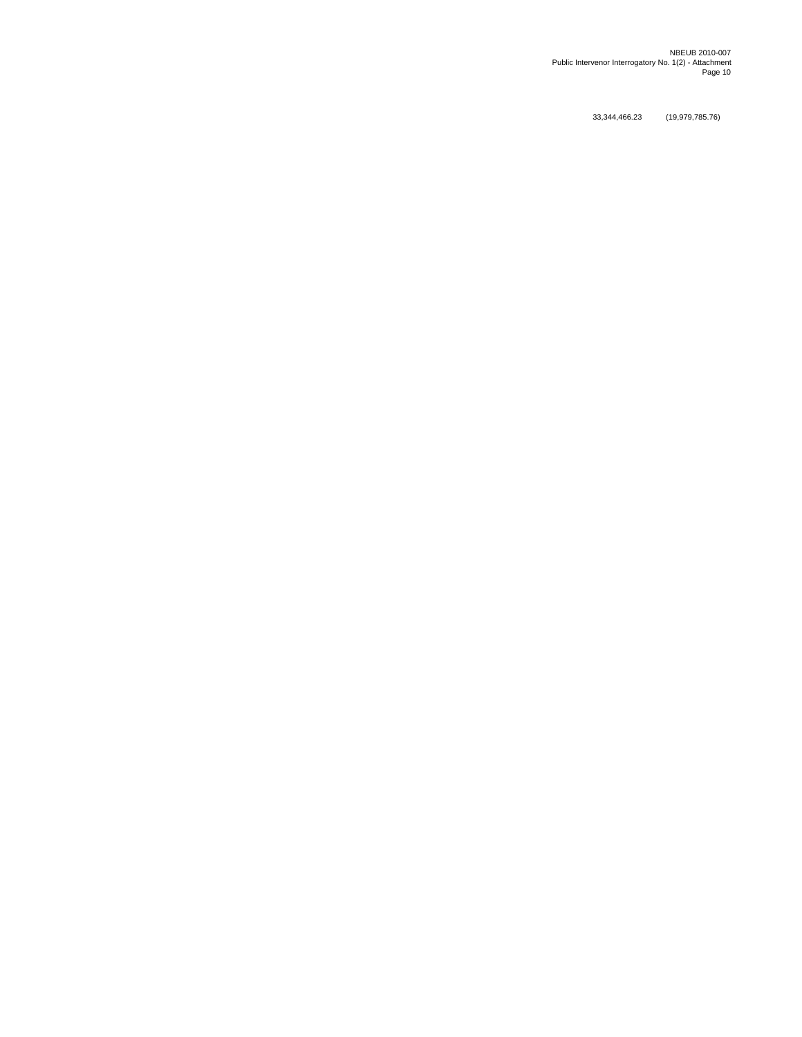| | |
|---|---|
| 33,344,466.23 | (19,979,785.76) |